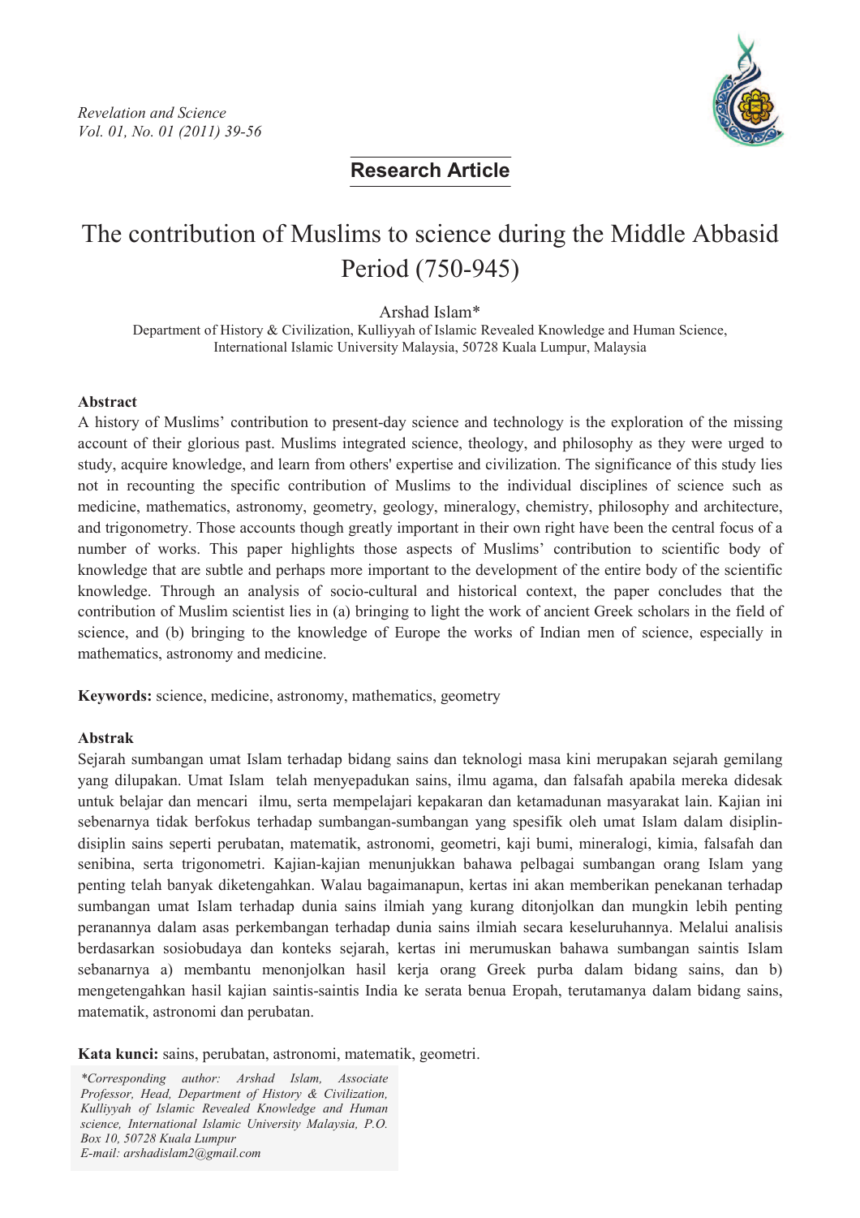**Research Article**

# The contribution of Muslims to science during the Middle Abbasid Period (750-945)

Arshad Islam*

Department of History & Civilization, Kulliyyah of Islamic Revealed Knowledge and Human Science, International Islamic University Malaysia, 50728 Kuala Lumpur, Malaysia

## Abstract

A history of Muslims' contribution to present-day science and technology is the exploration of the missing account of their glorious past. Muslims integrated science, theology, and philosophy as they were urged to study, acquire knowledge, and learn from others' expertise and civilization. The significance of this study lies not in recounting the specific contribution of Muslims to the individual disciplines of science such as medicine, mathematics, astronomy, geometry, geology, mineralogy, chemistry, philosophy and architecture, and trigonometry. Those accounts though greatly important in their own right have been the central focus of a number of works. This paper highlights those aspects of Muslims' contribution to scientific body of knowledge that are subtle and perhaps more important to the development of the entire body of the scientific knowledge. Through an analysis of socio-cultural and historical context, the paper concludes that the contribution of Muslim scientist lies in (a) bringing to light the work of ancient Greek scholars in the field of science, and (b) bringing to the knowledge of Europe the works of Indian men of science, especially in mathematics, astronomy and medicine.

**Keywords:** science, medicine, astronomy, mathematics, geometry

## Abstrak

Sejarah sumbangan umat Islam terhadap bidang sains dan teknologi masa kini merupakan sejarah gemilang yang dilupakan. Umat Islam telah menyepadukan sains, ilmu agama, dan falsafah apabila mereka didesak untuk belajar dan mencari ilmu, serta mempelajari kepakaran dan ketamadunan masyarakat lain. Kajian ini sebenarnya tidak berfokus terhadap sumbangan-sumbangan yang spesifik oleh umat Islam dalam disiplin-disiplin sains seperti perubatan, matematik, astronomi, geometri, kaji bumi, mineralogi, kimia, falsafah dan senibina, serta trigonometri. Kajian-kajian menunjukkan bahawa pelbagai sumbangan orang Islam yang penting telah banyak diketengahkan. Walau bagaimanapun, kertas ini akan memberikan penekanan terhadap sumbangan umat Islam terhadap dunia sains ilmiah yang kurang ditonjolkan dan mungkin lebih penting peranannya dalam asas perkembangan terhadap dunia sains ilmiah secara keseluruhannya. Melalui analisis berdasarkan sosiobudaya dan konteks sejarah, kertas ini merumuskan bahawa sumbangan saintis Islam sebanarnya a) membantu menonjolkan hasil kerja orang Greek purba dalam bidang sains, dan b) mengetengahkan hasil kajian saintis-saintis India ke serata benua Eropah, terutamanya dalam bidang sains, matematik, astronomi dan perubatan.

**Kata kunci:** sains, perubatan, astronomi, matematik, geometri.

*\*Corresponding author: Arshad Islam, Associate Professor, Head, Department of History & Civilization, Kulliyyah of Islamic Revealed Knowledge and Human science, International Islamic University Malaysia, P.O. Box 10, 50728 Kuala Lumpur*
*E-mail: arshadislam2@gmail.com*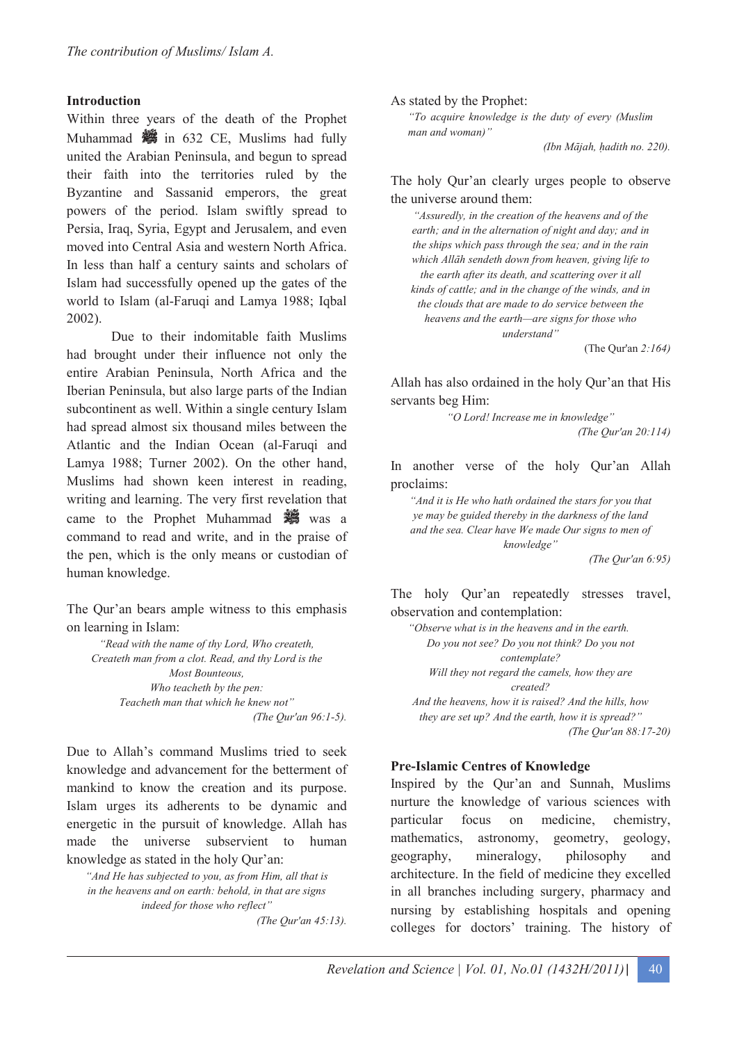## Introduction

Within three years of the death of the Prophet Muhammad ﷺ in 632 CE, Muslims had fully united the Arabian Peninsula, and begun to spread their faith into the territories ruled by the Byzantine and Sassanid emperors, the great powers of the period. Islam swiftly spread to Persia, Iraq, Syria, Egypt and Jerusalem, and even moved into Central Asia and western North Africa. In less than half a century saints and scholars of Islam had successfully opened up the gates of the world to Islam (al-Faruqi and Lamya 1988; Iqbal 2002).

Due to their indomitable faith Muslims had brought under their influence not only the entire Arabian Peninsula, North Africa and the Iberian Peninsula, but also large parts of the Indian subcontinent as well. Within a single century Islam had spread almost six thousand miles between the Atlantic and the Indian Ocean (al-Faruqi and Lamya 1988; Turner 2002). On the other hand, Muslims had shown keen interest in reading, writing and learning. The very first revelation that came to the Prophet Muhammad ﷺ was a command to read and write, and in the praise of the pen, which is the only means or custodian of human knowledge.

The Qur'an bears ample witness to this emphasis on learning in Islam:

> *"Read with the name of thy Lord, Who createth, Createth man from a clot. Read, and thy Lord is the Most Bounteous, Who teacheth by the pen: Teacheth man that which he knew not"*
>
> *(The Qur'an 96:1-5).*

Due to Allah's command Muslims tried to seek knowledge and advancement for the betterment of mankind to know the creation and its purpose. Islam urges its adherents to be dynamic and energetic in the pursuit of knowledge. Allah has made the universe subservient to human knowledge as stated in the holy Qur'an:

> *"And He has subjected to you, as from Him, all that is in the heavens and on earth: behold, in that are signs indeed for those who reflect"*
>
> *(The Qur'an 45:13).*

As stated by the Prophet:

> *"To acquire knowledge is the duty of every (Muslim man and woman)"*
>
> *(Ibn Mājah, ḥadith no. 220).*

The holy Qur'an clearly urges people to observe the universe around them:

> *"Assuredly, in the creation of the heavens and of the earth; and in the alternation of night and day; and in the ships which pass through the sea; and in the rain which Allāh sendeth down from heaven, giving life to the earth after its death, and scattering over it all kinds of cattle; and in the change of the winds, and in the clouds that are made to do service between the heavens and the earth—are signs for those who understand"*
>
> (The Qur'an *2:164)*

Allah has also ordained in the holy Qur'an that His servants beg Him:

> *"O Lord! Increase me in knowledge"*
>
> *(The Qur'an 20:114)*

In another verse of the holy Qur'an Allah proclaims:

> *"And it is He who hath ordained the stars for you that ye may be guided thereby in the darkness of the land and the sea. Clear have We made Our signs to men of knowledge"*
>
> *(The Qur'an 6:95)*

The holy Qur'an repeatedly stresses travel, observation and contemplation:

> *"Observe what is in the heavens and in the earth. Do you not see? Do you not think? Do you not contemplate? Will they not regard the camels, how they are created? And the heavens, how it is raised? And the hills, how they are set up? And the earth, how it is spread?"*
>
> *(The Qur'an 88:17-20)*

## Pre-Islamic Centres of Knowledge

Inspired by the Qur'an and Sunnah, Muslims nurture the knowledge of various sciences with particular focus on medicine, chemistry, mathematics, astronomy, geometry, geology, geography, mineralogy, philosophy and architecture. In the field of medicine they excelled in all branches including surgery, pharmacy and nursing by establishing hospitals and opening colleges for doctors' training. The history of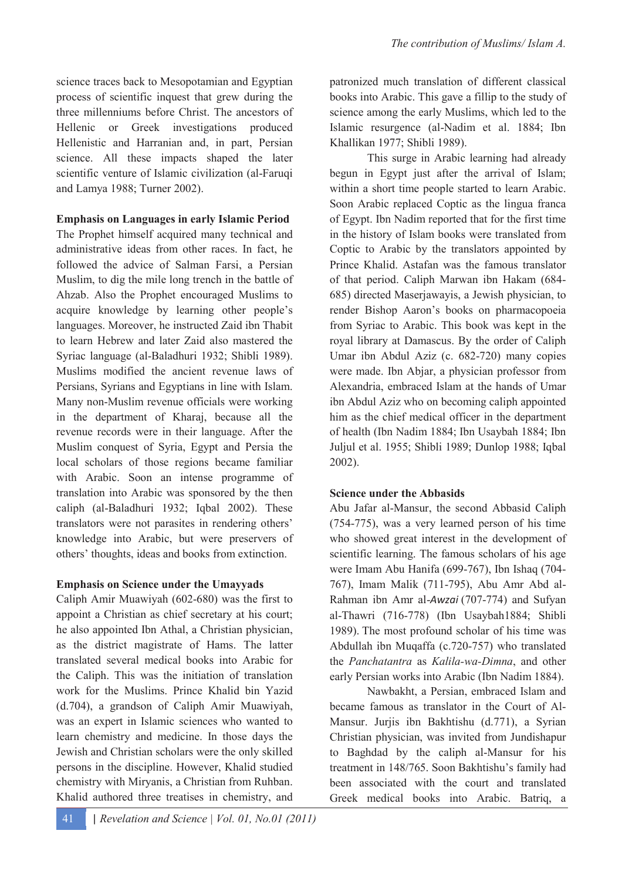science traces back to Mesopotamian and Egyptian process of scientific inquest that grew during the three millenniums before Christ. The ancestors of Hellenic or Greek investigations produced Hellenistic and Harranian and, in part, Persian science. All these impacts shaped the later scientific venture of Islamic civilization (al-Faruqi and Lamya 1988; Turner 2002).

**Emphasis on Languages in early Islamic Period**

The Prophet himself acquired many technical and administrative ideas from other races. In fact, he followed the advice of Salman Farsi, a Persian Muslim, to dig the mile long trench in the battle of Ahzab. Also the Prophet encouraged Muslims to acquire knowledge by learning other people's languages. Moreover, he instructed Zaid ibn Thabit to learn Hebrew and later Zaid also mastered the Syriac language (al-Baladhuri 1932; Shibli 1989). Muslims modified the ancient revenue laws of Persians, Syrians and Egyptians in line with Islam. Many non-Muslim revenue officials were working in the department of Kharaj, because all the revenue records were in their language. After the Muslim conquest of Syria, Egypt and Persia the local scholars of those regions became familiar with Arabic. Soon an intense programme of translation into Arabic was sponsored by the then caliph (al-Baladhuri 1932; Iqbal 2002). These translators were not parasites in rendering others' knowledge into Arabic, but were preservers of others' thoughts, ideas and books from extinction.

**Emphasis on Science under the Umayyads**

Caliph Amir Muawiyah (602-680) was the first to appoint a Christian as chief secretary at his court; he also appointed Ibn Athal, a Christian physician, as the district magistrate of Hams. The latter translated several medical books into Arabic for the Caliph. This was the initiation of translation work for the Muslims. Prince Khalid bin Yazid (d.704), a grandson of Caliph Amir Muawiyah, was an expert in Islamic sciences who wanted to learn chemistry and medicine. In those days the Jewish and Christian scholars were the only skilled persons in the discipline. However, Khalid studied chemistry with Miryanis, a Christian from Ruhban. Khalid authored three treatises in chemistry, and patronized much translation of different classical books into Arabic. This gave a fillip to the study of science among the early Muslims, which led to the Islamic resurgence (al-Nadim et al. 1884; Ibn Khallikan 1977; Shibli 1989).

This surge in Arabic learning had already begun in Egypt just after the arrival of Islam; within a short time people started to learn Arabic. Soon Arabic replaced Coptic as the lingua franca of Egypt. Ibn Nadim reported that for the first time in the history of Islam books were translated from Coptic to Arabic by the translators appointed by Prince Khalid. Astafan was the famous translator of that period. Caliph Marwan ibn Hakam (684-685) directed Maserjawayis, a Jewish physician, to render Bishop Aaron's books on pharmacopoeia from Syriac to Arabic. This book was kept in the royal library at Damascus. By the order of Caliph Umar ibn Abdul Aziz (c. 682-720) many copies were made. Ibn Abjar, a physician professor from Alexandria, embraced Islam at the hands of Umar ibn Abdul Aziz who on becoming caliph appointed him as the chief medical officer in the department of health (Ibn Nadim 1884; Ibn Usaybah 1884; Ibn Juljul et al. 1955; Shibli 1989; Dunlop 1988; Iqbal 2002).

**Science under the Abbasids**

Abu Jafar al-Mansur, the second Abbasid Caliph (754-775), was a very learned person of his time who showed great interest in the development of scientific learning. The famous scholars of his age were Imam Abu Hanifa (699-767), Ibn Ishaq (704-767), Imam Malik (711-795), Abu Amr Abd al-Rahman ibn Amr al-*Awzai* (707-774) and Sufyan al-Thawri (716-778) (Ibn Usaybah1884; Shibli 1989). The most profound scholar of his time was Abdullah ibn Muqaffa (c.720-757) who translated the *Panchatantra* as *Kalila-wa-Dimna*, and other early Persian works into Arabic (Ibn Nadim 1884).

Nawbakht, a Persian, embraced Islam and became famous as translator in the Court of Al-Mansur. Jurjis ibn Bakhtishu (d.771), a Syrian Christian physician, was invited from Jundishapur to Baghdad by the caliph al-Mansur for his treatment in 148/765. Soon Bakhtishu's family had been associated with the court and translated Greek medical books into Arabic. Batriq, a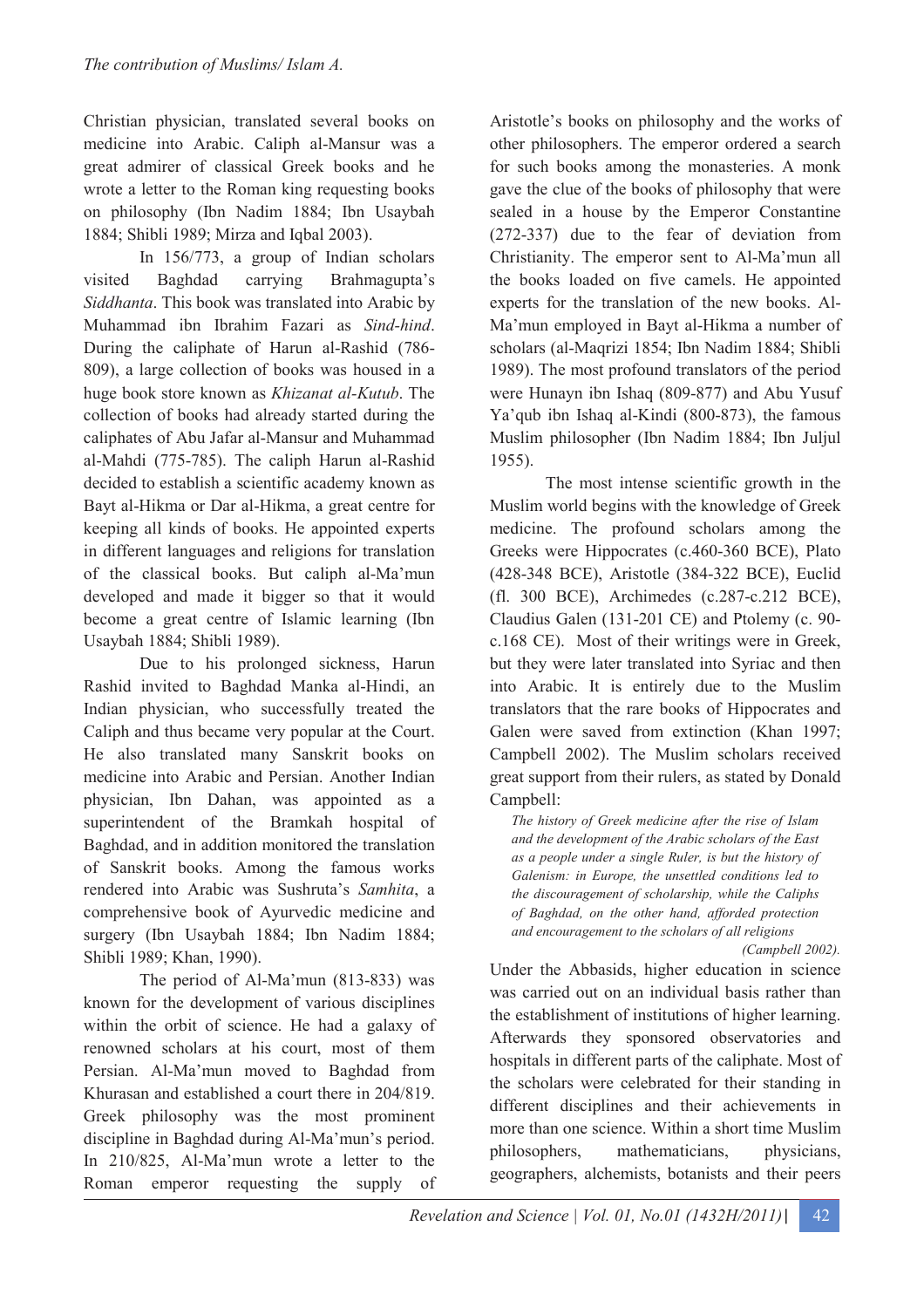Christian physician, translated several books on medicine into Arabic. Caliph al-Mansur was a great admirer of classical Greek books and he wrote a letter to the Roman king requesting books on philosophy (Ibn Nadim 1884; Ibn Usaybah 1884; Shibli 1989; Mirza and Iqbal 2003).

In 156/773, a group of Indian scholars visited Baghdad carrying Brahmagupta's *Siddhanta*. This book was translated into Arabic by Muhammad ibn Ibrahim Fazari as *Sind-hind*. During the caliphate of Harun al-Rashid (786-809), a large collection of books was housed in a huge book store known as *Khizanat al-Kutub*. The collection of books had already started during the caliphates of Abu Jafar al-Mansur and Muhammad al-Mahdi (775-785). The caliph Harun al-Rashid decided to establish a scientific academy known as Bayt al-Hikma or Dar al-Hikma, a great centre for keeping all kinds of books. He appointed experts in different languages and religions for translation of the classical books. But caliph al-Ma'mun developed and made it bigger so that it would become a great centre of Islamic learning (Ibn Usaybah 1884; Shibli 1989).

Due to his prolonged sickness, Harun Rashid invited to Baghdad Manka al-Hindi, an Indian physician, who successfully treated the Caliph and thus became very popular at the Court. He also translated many Sanskrit books on medicine into Arabic and Persian. Another Indian physician, Ibn Dahan, was appointed as a superintendent of the Bramkah hospital of Baghdad, and in addition monitored the translation of Sanskrit books. Among the famous works rendered into Arabic was Sushruta's *Samhita*, a comprehensive book of Ayurvedic medicine and surgery (Ibn Usaybah 1884; Ibn Nadim 1884; Shibli 1989; Khan, 1990).

The period of Al-Ma'mun (813-833) was known for the development of various disciplines within the orbit of science. He had a galaxy of renowned scholars at his court, most of them Persian. Al-Ma'mun moved to Baghdad from Khurasan and established a court there in 204/819. Greek philosophy was the most prominent discipline in Baghdad during Al-Ma'mun's period. In 210/825, Al-Ma'mun wrote a letter to the Roman emperor requesting the supply of Aristotle's books on philosophy and the works of other philosophers. The emperor ordered a search for such books among the monasteries. A monk gave the clue of the books of philosophy that were sealed in a house by the Emperor Constantine (272-337) due to the fear of deviation from Christianity. The emperor sent to Al-Ma'mun all the books loaded on five camels. He appointed experts for the translation of the new books. Al-Ma'mun employed in Bayt al-Hikma a number of scholars (al-Maqrizi 1854; Ibn Nadim 1884; Shibli 1989). The most profound translators of the period were Hunayn ibn Ishaq (809-877) and Abu Yusuf Ya'qub ibn Ishaq al-Kindi (800-873), the famous Muslim philosopher (Ibn Nadim 1884; Ibn Juljul 1955).

The most intense scientific growth in the Muslim world begins with the knowledge of Greek medicine. The profound scholars among the Greeks were Hippocrates (c.460-360 BCE), Plato (428-348 BCE), Aristotle (384-322 BCE), Euclid (fl. 300 BCE), Archimedes (c.287-c.212 BCE), Claudius Galen (131-201 CE) and Ptolemy (c. 90-c.168 CE). Most of their writings were in Greek, but they were later translated into Syriac and then into Arabic. It is entirely due to the Muslim translators that the rare books of Hippocrates and Galen were saved from extinction (Khan 1997; Campbell 2002). The Muslim scholars received great support from their rulers, as stated by Donald Campbell:

> *The history of Greek medicine after the rise of Islam and the development of the Arabic scholars of the East as a people under a single Ruler, is but the history of Galenism: in Europe, the unsettled conditions led to the discouragement of scholarship, while the Caliphs of Baghdad, on the other hand, afforded protection and encouragement to the scholars of all religions* (Campbell 2002).

Under the Abbasids, higher education in science was carried out on an individual basis rather than the establishment of institutions of higher learning. Afterwards they sponsored observatories and hospitals in different parts of the caliphate. Most of the scholars were celebrated for their standing in different disciplines and their achievements in more than one science. Within a short time Muslim philosophers, mathematicians, physicians, geographers, alchemists, botanists and their peers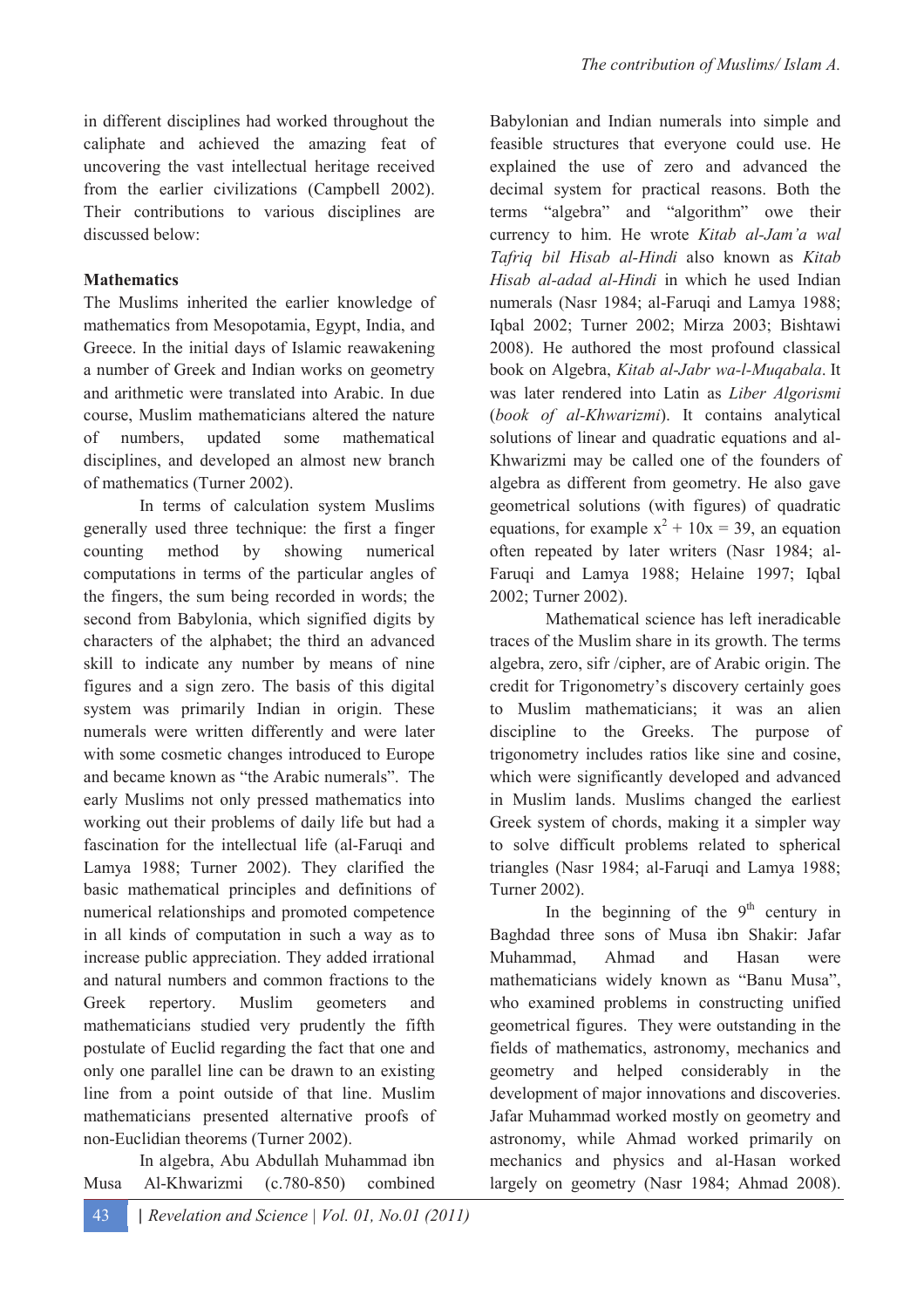in different disciplines had worked throughout the caliphate and achieved the amazing feat of uncovering the vast intellectual heritage received from the earlier civilizations (Campbell 2002). Their contributions to various disciplines are discussed below:

**Mathematics**

The Muslims inherited the earlier knowledge of mathematics from Mesopotamia, Egypt, India, and Greece. In the initial days of Islamic reawakening a number of Greek and Indian works on geometry and arithmetic were translated into Arabic. In due course, Muslim mathematicians altered the nature of numbers, updated some mathematical disciplines, and developed an almost new branch of mathematics (Turner 2002).

In terms of calculation system Muslims generally used three technique: the first a finger counting method by showing numerical computations in terms of the particular angles of the fingers, the sum being recorded in words; the second from Babylonia, which signified digits by characters of the alphabet; the third an advanced skill to indicate any number by means of nine figures and a sign zero. The basis of this digital system was primarily Indian in origin. These numerals were written differently and were later with some cosmetic changes introduced to Europe and became known as "the Arabic numerals". The early Muslims not only pressed mathematics into working out their problems of daily life but had a fascination for the intellectual life (al-Faruqi and Lamya 1988; Turner 2002). They clarified the basic mathematical principles and definitions of numerical relationships and promoted competence in all kinds of computation in such a way as to increase public appreciation. They added irrational and natural numbers and common fractions to the Greek repertory. Muslim geometers and mathematicians studied very prudently the fifth postulate of Euclid regarding the fact that one and only one parallel line can be drawn to an existing line from a point outside of that line. Muslim mathematicians presented alternative proofs of non-Euclidian theorems (Turner 2002).

In algebra, Abu Abdullah Muhammad ibn Musa Al-Khwarizmi (c.780-850) combined Babylonian and Indian numerals into simple and feasible structures that everyone could use. He explained the use of zero and advanced the decimal system for practical reasons. Both the terms "algebra" and "algorithm" owe their currency to him. He wrote *Kitab al-Jam'a wal Tafriq bil Hisab al-Hindi* also known as *Kitab Hisab al-adad al-Hindi* in which he used Indian numerals (Nasr 1984; al-Faruqi and Lamya 1988; Iqbal 2002; Turner 2002; Mirza 2003; Bishtawi 2008). He authored the most profound classical book on Algebra, *Kitab al-Jabr wa-l-Muqabala*. It was later rendered into Latin as *Liber Algorismi* (*book of al-Khwarizmi*). It contains analytical solutions of linear and quadratic equations and al-Khwarizmi may be called one of the founders of algebra as different from geometry. He also gave geometrical solutions (with figures) of quadratic equations, for example $x^2 + 10x = 39$, an equation often repeated by later writers (Nasr 1984; al-Faruqi and Lamya 1988; Helaine 1997; Iqbal 2002; Turner 2002).

Mathematical science has left ineradicable traces of the Muslim share in its growth. The terms algebra, zero, sifr /cipher, are of Arabic origin. The credit for Trigonometry's discovery certainly goes to Muslim mathematicians; it was an alien discipline to the Greeks. The purpose of trigonometry includes ratios like sine and cosine, which were significantly developed and advanced in Muslim lands. Muslims changed the earliest Greek system of chords, making it a simpler way to solve difficult problems related to spherical triangles (Nasr 1984; al-Faruqi and Lamya 1988; Turner 2002).

In the beginning of the 9th century in Baghdad three sons of Musa ibn Shakir: Jafar Muhammad, Ahmad and Hasan were mathematicians widely known as "Banu Musa", who examined problems in constructing unified geometrical figures. They were outstanding in the fields of mathematics, astronomy, mechanics and geometry and helped considerably in the development of major innovations and discoveries. Jafar Muhammad worked mostly on geometry and astronomy, while Ahmad worked primarily on mechanics and physics and al-Hasan worked largely on geometry (Nasr 1984; Ahmad 2008).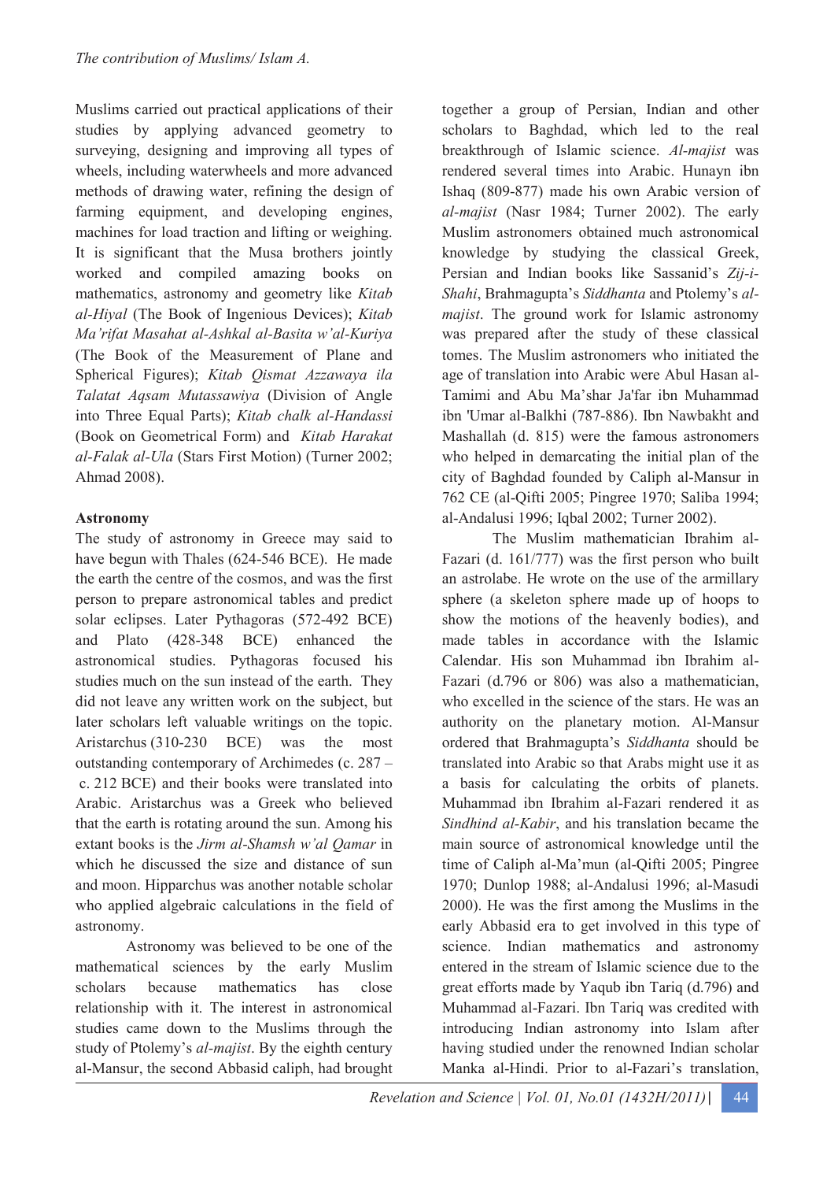Muslims carried out practical applications of their studies by applying advanced geometry to surveying, designing and improving all types of wheels, including waterwheels and more advanced methods of drawing water, refining the design of farming equipment, and developing engines, machines for load traction and lifting or weighing. It is significant that the Musa brothers jointly worked and compiled amazing books on mathematics, astronomy and geometry like *Kitab al-Hiyal* (The Book of Ingenious Devices); *Kitab Ma'rifat Masahat al-Ashkal al-Basita w'al-Kuriya* (The Book of the Measurement of Plane and Spherical Figures); *Kitab Qismat Azzawaya ila Talatat Aqsam Mutassawiya* (Division of Angle into Three Equal Parts); *Kitab chalk al-Handassi* (Book on Geometrical Form) and *Kitab Harakat al-Falak al-Ula* (Stars First Motion) (Turner 2002; Ahmad 2008).

**Astronomy**

The study of astronomy in Greece may said to have begun with Thales (624-546 BCE). He made the earth the centre of the cosmos, and was the first person to prepare astronomical tables and predict solar eclipses. Later Pythagoras (572-492 BCE) and Plato (428-348 BCE) enhanced the astronomical studies. Pythagoras focused his studies much on the sun instead of the earth. They did not leave any written work on the subject, but later scholars left valuable writings on the topic. Aristarchus (310-230 BCE) was the most outstanding contemporary of Archimedes (c. 287 – c. 212 BCE) and their books were translated into Arabic. Aristarchus was a Greek who believed that the earth is rotating around the sun. Among his extant books is the *Jirm al-Shamsh w'al Qamar* in which he discussed the size and distance of sun and moon. Hipparchus was another notable scholar who applied algebraic calculations in the field of astronomy.

Astronomy was believed to be one of the mathematical sciences by the early Muslim scholars because mathematics has close relationship with it. The interest in astronomical studies came down to the Muslims through the study of Ptolemy's *al-majist*. By the eighth century al-Mansur, the second Abbasid caliph, had brought together a group of Persian, Indian and other scholars to Baghdad, which led to the real breakthrough of Islamic science. *Al-majist* was rendered several times into Arabic. Hunayn ibn Ishaq (809-877) made his own Arabic version of *al-majist* (Nasr 1984; Turner 2002). The early Muslim astronomers obtained much astronomical knowledge by studying the classical Greek, Persian and Indian books like Sassanid's *Zij-i-Shahi*, Brahmagupta's *Siddhanta* and Ptolemy's *al-majist*. The ground work for Islamic astronomy was prepared after the study of these classical tomes. The Muslim astronomers who initiated the age of translation into Arabic were Abul Hasan al-Tamimi and Abu Ma'shar Ja'far ibn Muhammad ibn 'Umar al-Balkhi (787-886). Ibn Nawbakht and Mashallah (d. 815) were the famous astronomers who helped in demarcating the initial plan of the city of Baghdad founded by Caliph al-Mansur in 762 CE (al-Qifti 2005; Pingree 1970; Saliba 1994; al-Andalusi 1996; Iqbal 2002; Turner 2002).

The Muslim mathematician Ibrahim al-Fazari (d. 161/777) was the first person who built an astrolabe. He wrote on the use of the armillary sphere (a skeleton sphere made up of hoops to show the motions of the heavenly bodies), and made tables in accordance with the Islamic Calendar. His son Muhammad ibn Ibrahim al-Fazari (d.796 or 806) was also a mathematician, who excelled in the science of the stars. He was an authority on the planetary motion. Al-Mansur ordered that Brahmagupta's *Siddhanta* should be translated into Arabic so that Arabs might use it as a basis for calculating the orbits of planets. Muhammad ibn Ibrahim al-Fazari rendered it as *Sindhind al-Kabir*, and his translation became the main source of astronomical knowledge until the time of Caliph al-Ma'mun (al-Qifti 2005; Pingree 1970; Dunlop 1988; al-Andalusi 1996; al-Masudi 2000). He was the first among the Muslims in the early Abbasid era to get involved in this type of science. Indian mathematics and astronomy entered in the stream of Islamic science due to the great efforts made by Yaqub ibn Tariq (d.796) and Muhammad al-Fazari. Ibn Tariq was credited with introducing Indian astronomy into Islam after having studied under the renowned Indian scholar Manka al-Hindi. Prior to al-Fazari's translation,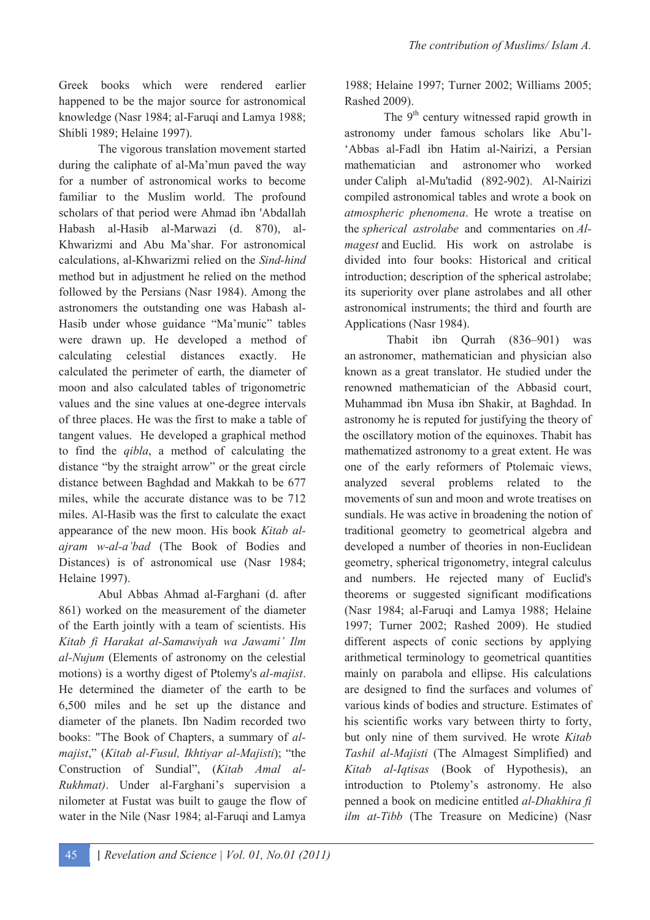Greek books which were rendered earlier happened to be the major source for astronomical knowledge (Nasr 1984; al-Faruqi and Lamya 1988; Shibli 1989; Helaine 1997).

The vigorous translation movement started during the caliphate of al-Ma'mun paved the way for a number of astronomical works to become familiar to the Muslim world. The profound scholars of that period were Ahmad ibn 'Abdallah Habash al-Hasib al-Marwazi (d. 870), al-Khwarizmi and Abu Ma'shar. For astronomical calculations, al-Khwarizmi relied on the *Sind-hind* method but in adjustment he relied on the method followed by the Persians (Nasr 1984). Among the astronomers the outstanding one was Habash al-Hasib under whose guidance "Ma'munic" tables were drawn up. He developed a method of calculating celestial distances exactly. He calculated the perimeter of earth, the diameter of moon and also calculated tables of trigonometric values and the sine values at one-degree intervals of three places. He was the first to make a table of tangent values. He developed a graphical method to find the *qibla*, a method of calculating the distance "by the straight arrow" or the great circle distance between Baghdad and Makkah to be 677 miles, while the accurate distance was to be 712 miles. Al-Hasib was the first to calculate the exact appearance of the new moon. His book *Kitab al-ajram w-al-a'bad* (The Book of Bodies and Distances) is of astronomical use (Nasr 1984; Helaine 1997).

Abul Abbas Ahmad al-Farghani (d. after 861) worked on the measurement of the diameter of the Earth jointly with a team of scientists. His *Kitab fi Harakat al-Samawiyah wa Jawami' Ilm al-Nujum* (Elements of astronomy on the celestial motions) is a worthy digest of Ptolemy's *al-majist*. He determined the diameter of the earth to be 6,500 miles and he set up the distance and diameter of the planets. Ibn Nadim recorded two books: "The Book of Chapters, a summary of *al-majist*," (*Kitab al-Fusul, Ikhtiyar al-Majisti*); "the Construction of Sundial", (*Kitab Amal al-Rukhmat)*. Under al-Farghani's supervision a nilometer at Fustat was built to gauge the flow of water in the Nile (Nasr 1984; al-Faruqi and Lamya 1988; Helaine 1997; Turner 2002; Williams 2005; Rashed 2009).

The 9th century witnessed rapid growth in astronomy under famous scholars like Abu'l-'Abbas al-Fadl ibn Hatim al-Nairizi, a Persian mathematician and astronomer who worked under Caliph al-Mu'tadid (892-902). Al-Nairizi compiled astronomical tables and wrote a book on *atmospheric phenomena*. He wrote a treatise on the *spherical astrolabe* and commentaries on *Al-magest* and Euclid. His work on astrolabe is divided into four books: Historical and critical introduction; description of the spherical astrolabe; its superiority over plane astrolabes and all other astronomical instruments; the third and fourth are Applications (Nasr 1984).

Thabit ibn Qurrah (836–901) was an astronomer, mathematician and physician also known as a great translator. He studied under the renowned mathematician of the Abbasid court, Muhammad ibn Musa ibn Shakir, at Baghdad. In astronomy he is reputed for justifying the theory of the oscillatory motion of the equinoxes. Thabit has mathematized astronomy to a great extent. He was one of the early reformers of Ptolemaic views, analyzed several problems related to the movements of sun and moon and wrote treatises on sundials. He was active in broadening the notion of traditional geometry to geometrical algebra and developed a number of theories in non-Euclidean geometry, spherical trigonometry, integral calculus and numbers. He rejected many of Euclid's theorems or suggested significant modifications (Nasr 1984; al-Faruqi and Lamya 1988; Helaine 1997; Turner 2002; Rashed 2009). He studied different aspects of conic sections by applying arithmetical terminology to geometrical quantities mainly on parabola and ellipse. His calculations are designed to find the surfaces and volumes of various kinds of bodies and structure. Estimates of his scientific works vary between thirty to forty, but only nine of them survived. He wrote *Kitab Tashil al-Majisti* (The Almagest Simplified) and *Kitab al-Iqtisas* (Book of Hypothesis), an introduction to Ptolemy's astronomy. He also penned a book on medicine entitled *al-Dhakhira fi ilm at-Tibb* (The Treasure on Medicine) (Nasr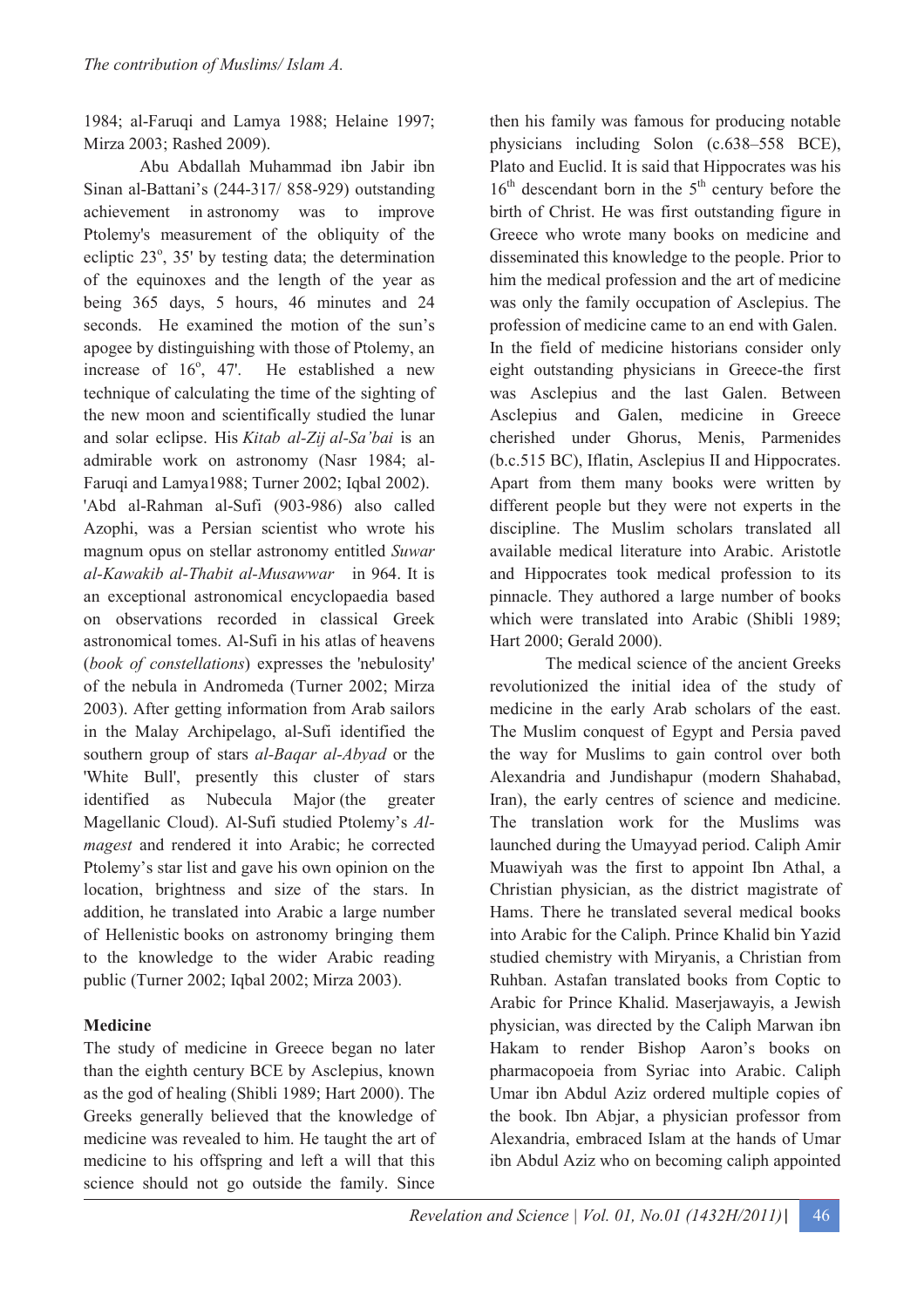1984; al-Faruqi and Lamya 1988; Helaine 1997; Mirza 2003; Rashed 2009).

Abu Abdallah Muhammad ibn Jabir ibn Sinan al-Battani's (244-317/ 858-929) outstanding achievement in astronomy was to improve Ptolemy's measurement of the obliquity of the ecliptic 23°, 35' by testing data; the determination of the equinoxes and the length of the year as being 365 days, 5 hours, 46 minutes and 24 seconds. He examined the motion of the sun's apogee by distinguishing with those of Ptolemy, an increase of 16°, 47'. He established a new technique of calculating the time of the sighting of the new moon and scientifically studied the lunar and solar eclipse. His *Kitab al-Zij al-Sa'bai* is an admirable work on astronomy (Nasr 1984; al-Faruqi and Lamya1988; Turner 2002; Iqbal 2002).

'Abd al-Rahman al-Sufi (903-986) also called Azophi, was a Persian scientist who wrote his magnum opus on stellar astronomy entitled *Suwar al-Kawakib al-Thabit al-Musawwar* in 964. It is an exceptional astronomical encyclopaedia based on observations recorded in classical Greek astronomical tomes. Al-Sufi in his atlas of heavens (*book of constellations*) expresses the 'nebulosity' of the nebula in Andromeda (Turner 2002; Mirza 2003). After getting information from Arab sailors in the Malay Archipelago, al-Sufi identified the southern group of stars *al-Baqar al-Abyad* or the 'White Bull', presently this cluster of stars identified as Nubecula Major (the greater Magellanic Cloud). Al-Sufi studied Ptolemy's *Al-magest* and rendered it into Arabic; he corrected Ptolemy's star list and gave his own opinion on the location, brightness and size of the stars. In addition, he translated into Arabic a large number of Hellenistic books on astronomy bringing them to the knowledge to the wider Arabic reading public (Turner 2002; Iqbal 2002; Mirza 2003).

**Medicine**

The study of medicine in Greece began no later than the eighth century BCE by Asclepius, known as the god of healing (Shibli 1989; Hart 2000). The Greeks generally believed that the knowledge of medicine was revealed to him. He taught the art of medicine to his offspring and left a will that this science should not go outside the family. Since then his family was famous for producing notable physicians including Solon (c.638–558 BCE), Plato and Euclid. It is said that Hippocrates was his 16th descendant born in the 5th century before the birth of Christ. He was first outstanding figure in Greece who wrote many books on medicine and disseminated this knowledge to the people. Prior to him the medical profession and the art of medicine was only the family occupation of Asclepius. The profession of medicine came to an end with Galen. In the field of medicine historians consider only eight outstanding physicians in Greece-the first was Asclepius and the last Galen. Between Asclepius and Galen, medicine in Greece cherished under Ghorus, Menis, Parmenides (b.c.515 BC), Iflatin, Asclepius II and Hippocrates. Apart from them many books were written by different people but they were not experts in the discipline. The Muslim scholars translated all available medical literature into Arabic. Aristotle and Hippocrates took medical profession to its pinnacle. They authored a large number of books which were translated into Arabic (Shibli 1989; Hart 2000; Gerald 2000).

The medical science of the ancient Greeks revolutionized the initial idea of the study of medicine in the early Arab scholars of the east. The Muslim conquest of Egypt and Persia paved the way for Muslims to gain control over both Alexandria and Jundishapur (modern Shahabad, Iran), the early centres of science and medicine. The translation work for the Muslims was launched during the Umayyad period. Caliph Amir Muawiyah was the first to appoint Ibn Athal, a Christian physician, as the district magistrate of Hams. There he translated several medical books into Arabic for the Caliph. Prince Khalid bin Yazid studied chemistry with Miryanis, a Christian from Ruhban. Astafan translated books from Coptic to Arabic for Prince Khalid. Maserjawayis, a Jewish physician, was directed by the Caliph Marwan ibn Hakam to render Bishop Aaron's books on pharmacopoeia from Syriac into Arabic. Caliph Umar ibn Abdul Aziz ordered multiple copies of the book. Ibn Abjar, a physician professor from Alexandria, embraced Islam at the hands of Umar ibn Abdul Aziz who on becoming caliph appointed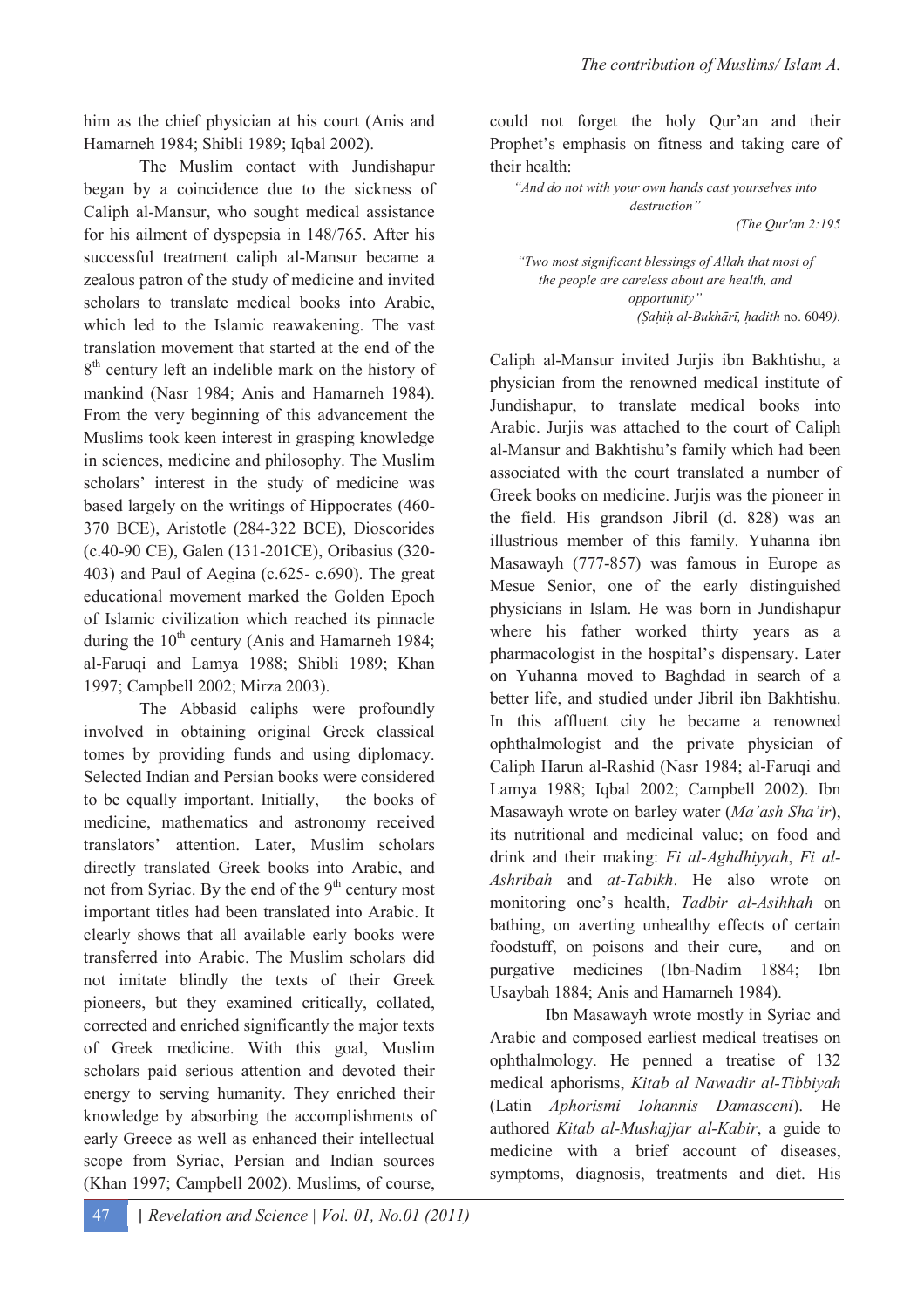him as the chief physician at his court (Anis and Hamarneh 1984; Shibli 1989; Iqbal 2002).

The Muslim contact with Jundishapur began by a coincidence due to the sickness of Caliph al-Mansur, who sought medical assistance for his ailment of dyspepsia in 148/765. After his successful treatment caliph al-Mansur became a zealous patron of the study of medicine and invited scholars to translate medical books into Arabic, which led to the Islamic reawakening. The vast translation movement that started at the end of the 8th century left an indelible mark on the history of mankind (Nasr 1984; Anis and Hamarneh 1984). From the very beginning of this advancement the Muslims took keen interest in grasping knowledge in sciences, medicine and philosophy. The Muslim scholars' interest in the study of medicine was based largely on the writings of Hippocrates (460-370 BCE), Aristotle (284-322 BCE), Dioscorides (c.40-90 CE), Galen (131-201CE), Oribasius (320-403) and Paul of Aegina (c.625- c.690). The great educational movement marked the Golden Epoch of Islamic civilization which reached its pinnacle during the 10th century (Anis and Hamarneh 1984; al-Faruqi and Lamya 1988; Shibli 1989; Khan 1997; Campbell 2002; Mirza 2003).

The Abbasid caliphs were profoundly involved in obtaining original Greek classical tomes by providing funds and using diplomacy. Selected Indian and Persian books were considered to be equally important. Initially, the books of medicine, mathematics and astronomy received translators' attention. Later, Muslim scholars directly translated Greek books into Arabic, and not from Syriac. By the end of the 9th century most important titles had been translated into Arabic. It clearly shows that all available early books were transferred into Arabic. The Muslim scholars did not imitate blindly the texts of their Greek pioneers, but they examined critically, collated, corrected and enriched significantly the major texts of Greek medicine. With this goal, Muslim scholars paid serious attention and devoted their energy to serving humanity. They enriched their knowledge by absorbing the accomplishments of early Greece as well as enhanced their intellectual scope from Syriac, Persian and Indian sources (Khan 1997; Campbell 2002). Muslims, of course, could not forget the holy Qur'an and their Prophet's emphasis on fitness and taking care of their health:

> *"And do not with your own hands cast yourselves into destruction"*
>
> *(The Qur'an 2:195*

> *"Two most significant blessings of Allah that most of the people are careless about are health, and opportunity"*
>
> *(Ṣaḥiḥ al-Bukhārī, ḥadith* no. 6049*).*

Caliph al-Mansur invited Jurjis ibn Bakhtishu, a physician from the renowned medical institute of Jundishapur, to translate medical books into Arabic. Jurjis was attached to the court of Caliph al-Mansur and Bakhtishu's family which had been associated with the court translated a number of Greek books on medicine. Jurjis was the pioneer in the field. His grandson Jibril (d. 828) was an illustrious member of this family. Yuhanna ibn Masawayh (777-857) was famous in Europe as Mesue Senior, one of the early distinguished physicians in Islam. He was born in Jundishapur where his father worked thirty years as a pharmacologist in the hospital's dispensary. Later on Yuhanna moved to Baghdad in search of a better life, and studied under Jibril ibn Bakhtishu. In this affluent city he became a renowned ophthalmologist and the private physician of Caliph Harun al-Rashid (Nasr 1984; al-Faruqi and Lamya 1988; Iqbal 2002; Campbell 2002). Ibn Masawayh wrote on barley water (*Ma'ash Sha'ir*), its nutritional and medicinal value; on food and drink and their making: *Fi al-Aghdhiyyah*, *Fi al-Ashribah* and *at-Tabikh*. He also wrote on monitoring one's health, *Tadbir al-Asihhah* on bathing, on averting unhealthy effects of certain foodstuff, on poisons and their cure, and on purgative medicines (Ibn-Nadim 1884; Ibn Usaybah 1884; Anis and Hamarneh 1984).

Ibn Masawayh wrote mostly in Syriac and Arabic and composed earliest medical treatises on ophthalmology. He penned a treatise of 132 medical aphorisms, *Kitab al Nawadir al-Tibbiyah* (Latin *Aphorismi Iohannis Damasceni*). He authored *Kitab al-Mushajjar al-Kabir*, a guide to medicine with a brief account of diseases, symptoms, diagnosis, treatments and diet. His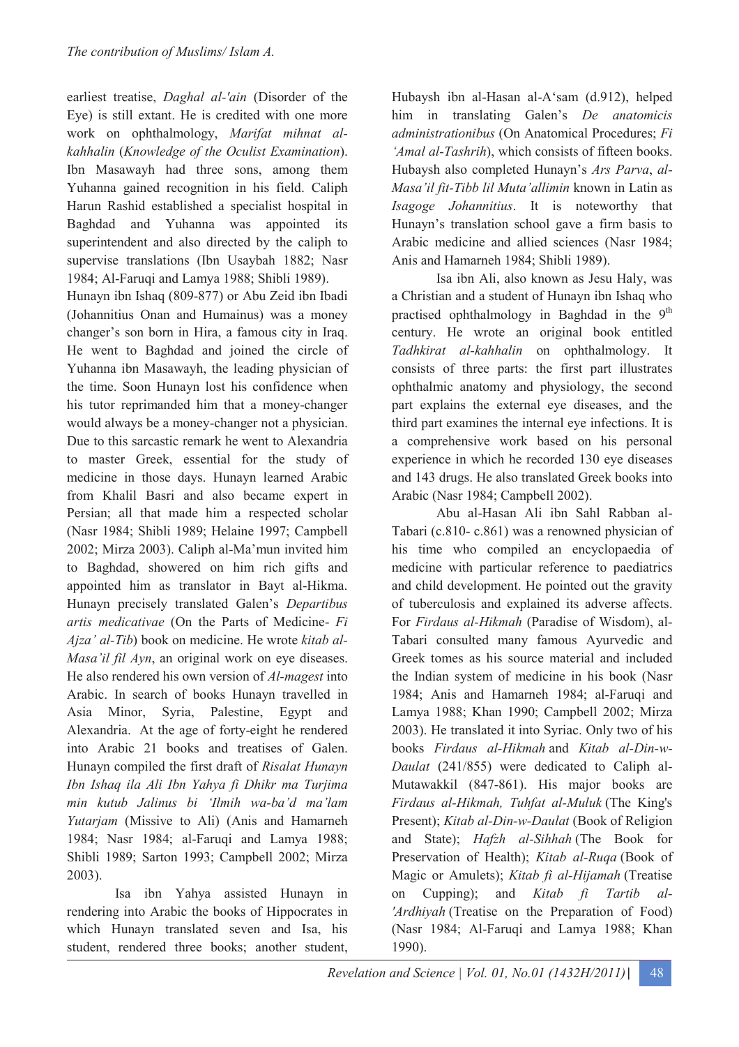earliest treatise, *Daghal al-'ain* (Disorder of the Eye) is still extant. He is credited with one more work on ophthalmology, *Marifat mihnat al-kahhalin* (*Knowledge of the Oculist Examination*). Ibn Masawayh had three sons, among them Yuhanna gained recognition in his field. Caliph Harun Rashid established a specialist hospital in Baghdad and Yuhanna was appointed its superintendent and also directed by the caliph to supervise translations (Ibn Usaybah 1882; Nasr 1984; Al-Faruqi and Lamya 1988; Shibli 1989).

Hunayn ibn Ishaq (809-877) or Abu Zeid ibn Ibadi (Johannitius Onan and Humainus) was a money changer's son born in Hira, a famous city in Iraq. He went to Baghdad and joined the circle of Yuhanna ibn Masawayh, the leading physician of the time. Soon Hunayn lost his confidence when his tutor reprimanded him that a money-changer would always be a money-changer not a physician. Due to this sarcastic remark he went to Alexandria to master Greek, essential for the study of medicine in those days. Hunayn learned Arabic from Khalil Basri and also became expert in Persian; all that made him a respected scholar (Nasr 1984; Shibli 1989; Helaine 1997; Campbell 2002; Mirza 2003). Caliph al-Ma'mun invited him to Baghdad, showered on him rich gifts and appointed him as translator in Bayt al-Hikma. Hunayn precisely translated Galen's *Departibus artis medicativae* (On the Parts of Medicine- *Fi Ajza' al-Tib*) book on medicine. He wrote *kitab al-Masa'il fil Ayn*, an original work on eye diseases. He also rendered his own version of *Al-magest* into Arabic. In search of books Hunayn travelled in Asia Minor, Syria, Palestine, Egypt and Alexandria. At the age of forty-eight he rendered into Arabic 21 books and treatises of Galen. Hunayn compiled the first draft of *Risalat Hunayn Ibn Ishaq ila Ali Ibn Yahya fi Dhikr ma Turjima min kutub Jalinus bi 'Ilmih wa-ba'd ma'lam Yutarjam* (Missive to Ali) (Anis and Hamarneh 1984; Nasr 1984; al-Faruqi and Lamya 1988; Shibli 1989; Sarton 1993; Campbell 2002; Mirza 2003).

Isa ibn Yahya assisted Hunayn in rendering into Arabic the books of Hippocrates in which Hunayn translated seven and Isa, his student, rendered three books; another student, Hubaysh ibn al-Hasan al-A'sam (d.912), helped him in translating Galen's *De anatomicis administrationibus* (On Anatomical Procedures; *Fi 'Amal al-Tashrih*), which consists of fifteen books. Hubaysh also completed Hunayn's *Ars Parva*, *al-Masa'il fit-Tibb lil Muta'allimin* known in Latin as *Isagoge Johannitius*. It is noteworthy that Hunayn's translation school gave a firm basis to Arabic medicine and allied sciences (Nasr 1984; Anis and Hamarneh 1984; Shibli 1989).

Isa ibn Ali, also known as Jesu Haly, was a Christian and a student of Hunayn ibn Ishaq who practised ophthalmology in Baghdad in the 9th century. He wrote an original book entitled *Tadhkirat al-kahhalin* on ophthalmology. It consists of three parts: the first part illustrates ophthalmic anatomy and physiology, the second part explains the external eye diseases, and the third part examines the internal eye infections. It is a comprehensive work based on his personal experience in which he recorded 130 eye diseases and 143 drugs. He also translated Greek books into Arabic (Nasr 1984; Campbell 2002).

Abu al-Hasan Ali ibn Sahl Rabban al-Tabari (c.810- c.861) was a renowned physician of his time who compiled an encyclopaedia of medicine with particular reference to paediatrics and child development. He pointed out the gravity of tuberculosis and explained its adverse affects. For *Firdaus al-Hikmah* (Paradise of Wisdom), al-Tabari consulted many famous Ayurvedic and Greek tomes as his source material and included the Indian system of medicine in his book (Nasr 1984; Anis and Hamarneh 1984; al-Faruqi and Lamya 1988; Khan 1990; Campbell 2002; Mirza 2003). He translated it into Syriac. Only two of his books *Firdaus al-Hikmah* and *Kitab al-Din-w-Daulat* (241/855) were dedicated to Caliph al-Mutawakkil (847-861). His major books are *Firdaus al-Hikmah, Tuhfat al-Muluk* (The King's Present); *Kitab al-Din-w-Daulat* (Book of Religion and State); *Hafzh al-Sihhah* (The Book for Preservation of Health); *Kitab al-Ruqa* (Book of Magic or Amulets); *Kitab fi al-Hijamah* (Treatise on Cupping); and *Kitab fi Tartib al-'Ardhiyah* (Treatise on the Preparation of Food) (Nasr 1984; Al-Faruqi and Lamya 1988; Khan 1990).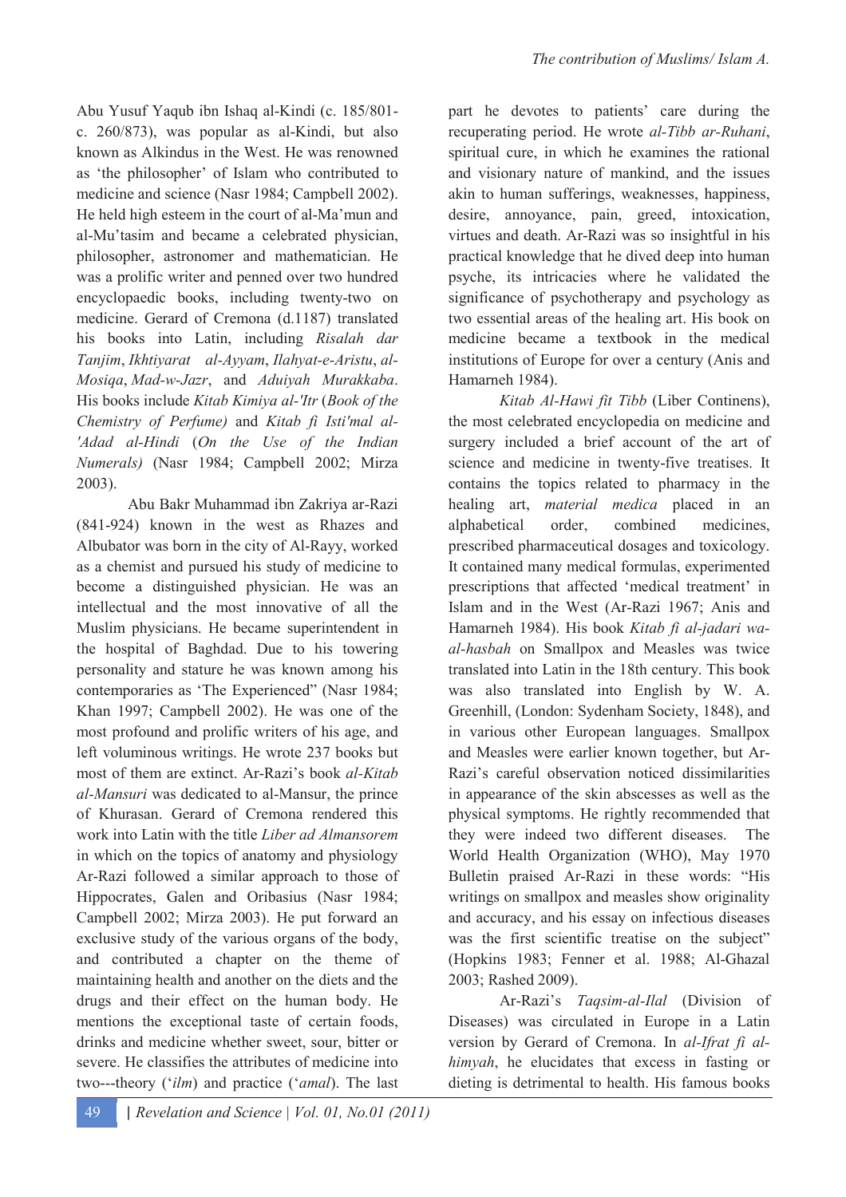Abu Yusuf Yaqub ibn Ishaq al-Kindi (c. 185/801-c. 260/873), was popular as al-Kindi, but also known as Alkindus in the West. He was renowned as 'the philosopher' of Islam who contributed to medicine and science (Nasr 1984; Campbell 2002). He held high esteem in the court of al-Ma'mun and al-Mu'tasim and became a celebrated physician, philosopher, astronomer and mathematician. He was a prolific writer and penned over two hundred encyclopaedic books, including twenty-two on medicine. Gerard of Cremona (d.1187) translated his books into Latin, including *Risalah dar Tanjim*, *Ikhtiyarat al-Ayyam*, *Ilahyat-e-Aristu*, *al-Mosiqa*, *Mad-w-Jazr*, and *Aduiyah Murakkaba*. His books include *Kitab Kimiya al-'Itr* (*Book of the Chemistry of Perfume)* and *Kitab fi Isti'mal al-'Adad al-Hindi* (*On the Use of the Indian Numerals)* (Nasr 1984; Campbell 2002; Mirza 2003).

Abu Bakr Muhammad ibn Zakriya ar-Razi (841-924) known in the west as Rhazes and Albubator was born in the city of Al-Rayy, worked as a chemist and pursued his study of medicine to become a distinguished physician. He was an intellectual and the most innovative of all the Muslim physicians. He became superintendent in the hospital of Baghdad. Due to his towering personality and stature he was known among his contemporaries as 'The Experienced" (Nasr 1984; Khan 1997; Campbell 2002). He was one of the most profound and prolific writers of his age, and left voluminous writings. He wrote 237 books but most of them are extinct. Ar-Razi's book *al-Kitab al-Mansuri* was dedicated to al-Mansur, the prince of Khurasan. Gerard of Cremona rendered this work into Latin with the title *Liber ad Almansorem* in which on the topics of anatomy and physiology Ar-Razi followed a similar approach to those of Hippocrates, Galen and Oribasius (Nasr 1984; Campbell 2002; Mirza 2003). He put forward an exclusive study of the various organs of the body, and contributed a chapter on the theme of maintaining health and another on the diets and the drugs and their effect on the human body. He mentions the exceptional taste of certain foods, drinks and medicine whether sweet, sour, bitter or severe. He classifies the attributes of medicine into two---theory ('*ilm*) and practice ('*amal*). The last part he devotes to patients' care during the recuperating period. He wrote *al-Tibb ar-Ruhani*, spiritual cure, in which he examines the rational and visionary nature of mankind, and the issues akin to human sufferings, weaknesses, happiness, desire, annoyance, pain, greed, intoxication, virtues and death. Ar-Razi was so insightful in his practical knowledge that he dived deep into human psyche, its intricacies where he validated the significance of psychotherapy and psychology as two essential areas of the healing art. His book on medicine became a textbook in the medical institutions of Europe for over a century (Anis and Hamarneh 1984).

*Kitab Al-Hawi fit Tibb* (Liber Continens), the most celebrated encyclopedia on medicine and surgery included a brief account of the art of science and medicine in twenty-five treatises. It contains the topics related to pharmacy in the healing art, *material medica* placed in an alphabetical order, combined medicines, prescribed pharmaceutical dosages and toxicology. It contained many medical formulas, experimented prescriptions that affected 'medical treatment' in Islam and in the West (Ar-Razi 1967; Anis and Hamarneh 1984). His book *Kitab fi al-jadari wa-al-hasbah* on Smallpox and Measles was twice translated into Latin in the 18th century. This book was also translated into English by W. A. Greenhill, (London: Sydenham Society, 1848), and in various other European languages. Smallpox and Measles were earlier known together, but Ar-Razi's careful observation noticed dissimilarities in appearance of the skin abscesses as well as the physical symptoms. He rightly recommended that they were indeed two different diseases. The World Health Organization (WHO), May 1970 Bulletin praised Ar-Razi in these words: "His writings on smallpox and measles show originality and accuracy, and his essay on infectious diseases was the first scientific treatise on the subject" (Hopkins 1983; Fenner et al. 1988; Al-Ghazal 2003; Rashed 2009).

Ar-Razi's *Taqsim-al-Ilal* (Division of Diseases) was circulated in Europe in a Latin version by Gerard of Cremona. In *al-Ifrat fi al-himyah*, he elucidates that excess in fasting or dieting is detrimental to health. His famous books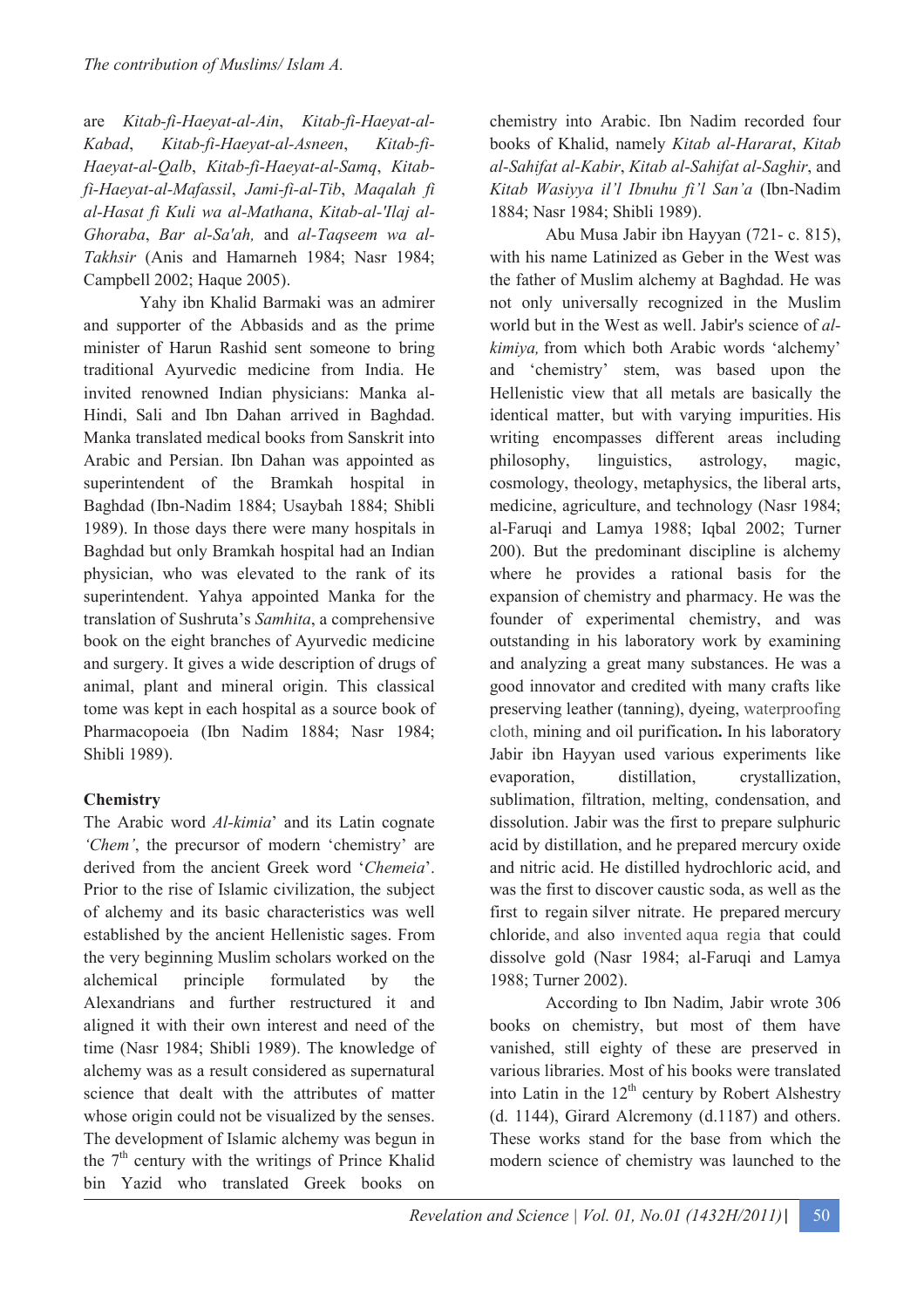are *Kitab-fi-Haeyat-al-Ain*, *Kitab-fi-Haeyat-al-Kabad*, *Kitab-fi-Haeyat-al-Asneen*, *Kitab-fi-Haeyat-al-Qalb*, *Kitab-fi-Haeyat-al-Samq*, *Kitab-fi-Haeyat-al-Mafassil*, *Jami-fi-al-Tib*, *Maqalah fi al-Hasat fi Kuli wa al-Mathana*, *Kitab-al-'Ilaj al-Ghoraba*, *Bar al-Sa'ah,* and *al-Taqseem wa al-Takhsir* (Anis and Hamarneh 1984; Nasr 1984; Campbell 2002; Haque 2005).

Yahy ibn Khalid Barmaki was an admirer and supporter of the Abbasids and as the prime minister of Harun Rashid sent someone to bring traditional Ayurvedic medicine from India. He invited renowned Indian physicians: Manka al-Hindi, Sali and Ibn Dahan arrived in Baghdad. Manka translated medical books from Sanskrit into Arabic and Persian. Ibn Dahan was appointed as superintendent of the Bramkah hospital in Baghdad (Ibn-Nadim 1884; Usaybah 1884; Shibli 1989). In those days there were many hospitals in Baghdad but only Bramkah hospital had an Indian physician, who was elevated to the rank of its superintendent. Yahya appointed Manka for the translation of Sushruta's *Samhita*, a comprehensive book on the eight branches of Ayurvedic medicine and surgery. It gives a wide description of drugs of animal, plant and mineral origin. This classical tome was kept in each hospital as a source book of Pharmacopoeia (Ibn Nadim 1884; Nasr 1984; Shibli 1989).

## Chemistry

The Arabic word *Al-kimia*' and its Latin cognate *'Chem'*, the precursor of modern 'chemistry' are derived from the ancient Greek word '*Chemeia*'. Prior to the rise of Islamic civilization, the subject of alchemy and its basic characteristics was well established by the ancient Hellenistic sages. From the very beginning Muslim scholars worked on the alchemical principle formulated by the Alexandrians and further restructured it and aligned it with their own interest and need of the time (Nasr 1984; Shibli 1989). The knowledge of alchemy was as a result considered as supernatural science that dealt with the attributes of matter whose origin could not be visualized by the senses. The development of Islamic alchemy was begun in the 7th century with the writings of Prince Khalid bin Yazid who translated Greek books on chemistry into Arabic. Ibn Nadim recorded four books of Khalid, namely *Kitab al-Hararat*, *Kitab al-Sahifat al-Kabir*, *Kitab al-Sahifat al-Saghir*, and *Kitab Wasiyya il'l Ibnuhu fi'l San'a* (Ibn-Nadim 1884; Nasr 1984; Shibli 1989).

Abu Musa Jabir ibn Hayyan (721- c. 815), with his name Latinized as Geber in the West was the father of Muslim alchemy at Baghdad. He was not only universally recognized in the Muslim world but in the West as well. Jabir's science of *al-kimiya,* from which both Arabic words 'alchemy' and 'chemistry' stem, was based upon the Hellenistic view that all metals are basically the identical matter, but with varying impurities. His writing encompasses different areas including philosophy, linguistics, astrology, magic, cosmology, theology, metaphysics, the liberal arts, medicine, agriculture, and technology (Nasr 1984; al-Faruqi and Lamya 1988; Iqbal 2002; Turner 200). But the predominant discipline is alchemy where he provides a rational basis for the expansion of chemistry and pharmacy. He was the founder of experimental chemistry, and was outstanding in his laboratory work by examining and analyzing a great many substances. He was a good innovator and credited with many crafts like preserving leather (tanning), dyeing, waterproofing cloth, mining and oil purification**.** In his laboratory Jabir ibn Hayyan used various experiments like evaporation, distillation, crystallization, sublimation, filtration, melting, condensation, and dissolution. Jabir was the first to prepare sulphuric acid by distillation, and he prepared mercury oxide and nitric acid. He distilled hydrochloric acid, and was the first to discover caustic soda, as well as the first to regain silver nitrate. He prepared mercury chloride, and also invented aqua regia that could dissolve gold (Nasr 1984; al-Faruqi and Lamya 1988; Turner 2002).

According to Ibn Nadim, Jabir wrote 306 books on chemistry, but most of them have vanished, still eighty of these are preserved in various libraries. Most of his books were translated into Latin in the 12th century by Robert Alshestry (d. 1144), Girard Alcremony (d.1187) and others. These works stand for the base from which the modern science of chemistry was launched to the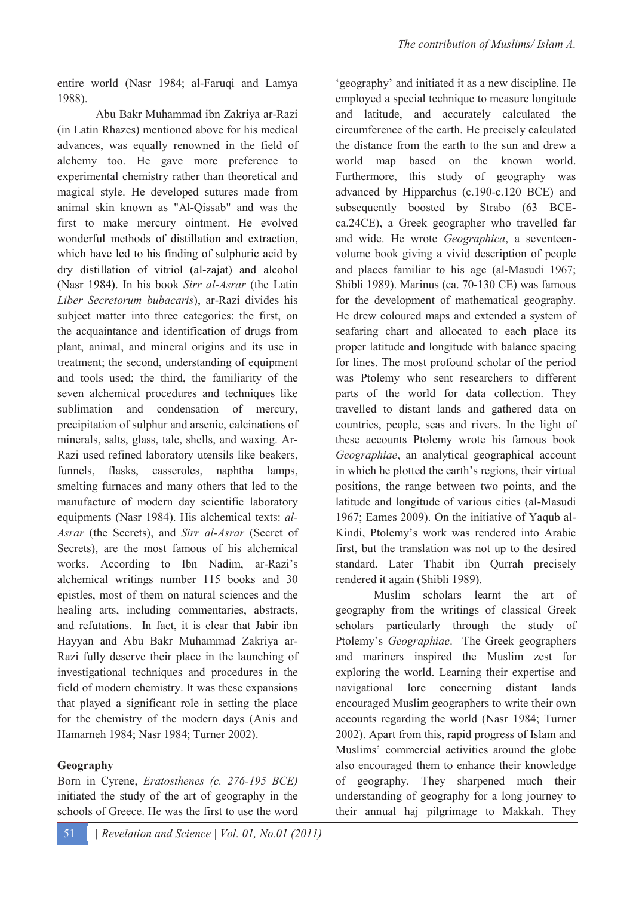entire world (Nasr 1984; al-Faruqi and Lamya 1988).

Abu Bakr Muhammad ibn Zakriya ar-Razi (in Latin Rhazes) mentioned above for his medical advances, was equally renowned in the field of alchemy too. He gave more preference to experimental chemistry rather than theoretical and magical style. He developed sutures made from animal skin known as "Al-Qissab" and was the first to make mercury ointment. He evolved wonderful methods of distillation and extraction, which have led to his finding of sulphuric acid by dry distillation of vitriol (al-zajat) and alcohol (Nasr 1984). In his book *Sirr al-Asrar* (the Latin *Liber Secretorum bubacaris*), ar-Razi divides his subject matter into three categories: the first, on the acquaintance and identification of drugs from plant, animal, and mineral origins and its use in treatment; the second, understanding of equipment and tools used; the third, the familiarity of the seven alchemical procedures and techniques like sublimation and condensation of mercury, precipitation of sulphur and arsenic, calcinations of minerals, salts, glass, talc, shells, and waxing. Ar-Razi used refined laboratory utensils like beakers, funnels, flasks, casseroles, naphtha lamps, smelting furnaces and many others that led to the manufacture of modern day scientific laboratory equipments (Nasr 1984). His alchemical texts: *al-Asrar* (the Secrets), and *Sirr al-Asrar* (Secret of Secrets), are the most famous of his alchemical works. According to Ibn Nadim, ar-Razi's alchemical writings number 115 books and 30 epistles, most of them on natural sciences and the healing arts, including commentaries, abstracts, and refutations. In fact, it is clear that Jabir ibn Hayyan and Abu Bakr Muhammad Zakriya ar-Razi fully deserve their place in the launching of investigational techniques and procedures in the field of modern chemistry. It was these expansions that played a significant role in setting the place for the chemistry of the modern days (Anis and Hamarneh 1984; Nasr 1984; Turner 2002).

## Geography

Born in Cyrene, *Eratosthenes (c. 276-195 BCE)* initiated the study of the art of geography in the schools of Greece. He was the first to use the word 'geography' and initiated it as a new discipline. He employed a special technique to measure longitude and latitude, and accurately calculated the circumference of the earth. He precisely calculated the distance from the earth to the sun and drew a world map based on the known world. Furthermore, this study of geography was advanced by Hipparchus (c.190-c.120 BCE) and subsequently boosted by Strabo (63 BCE-ca.24CE), a Greek geographer who travelled far and wide. He wrote *Geographica*, a seventeen-volume book giving a vivid description of people and places familiar to his age (al-Masudi 1967; Shibli 1989). Marinus (ca. 70-130 CE) was famous for the development of mathematical geography. He drew coloured maps and extended a system of seafaring chart and allocated to each place its proper latitude and longitude with balance spacing for lines. The most profound scholar of the period was Ptolemy who sent researchers to different parts of the world for data collection. They travelled to distant lands and gathered data on countries, people, seas and rivers. In the light of these accounts Ptolemy wrote his famous book *Geographiae*, an analytical geographical account in which he plotted the earth's regions, their virtual positions, the range between two points, and the latitude and longitude of various cities (al-Masudi 1967; Eames 2009). On the initiative of Yaqub al-Kindi, Ptolemy's work was rendered into Arabic first, but the translation was not up to the desired standard. Later Thabit ibn Qurrah precisely rendered it again (Shibli 1989).

Muslim scholars learnt the art of geography from the writings of classical Greek scholars particularly through the study of Ptolemy's *Geographiae*. The Greek geographers and mariners inspired the Muslim zest for exploring the world. Learning their expertise and navigational lore concerning distant lands encouraged Muslim geographers to write their own accounts regarding the world (Nasr 1984; Turner 2002). Apart from this, rapid progress of Islam and Muslims' commercial activities around the globe also encouraged them to enhance their knowledge of geography. They sharpened much their understanding of geography for a long journey to their annual haj pilgrimage to Makkah. They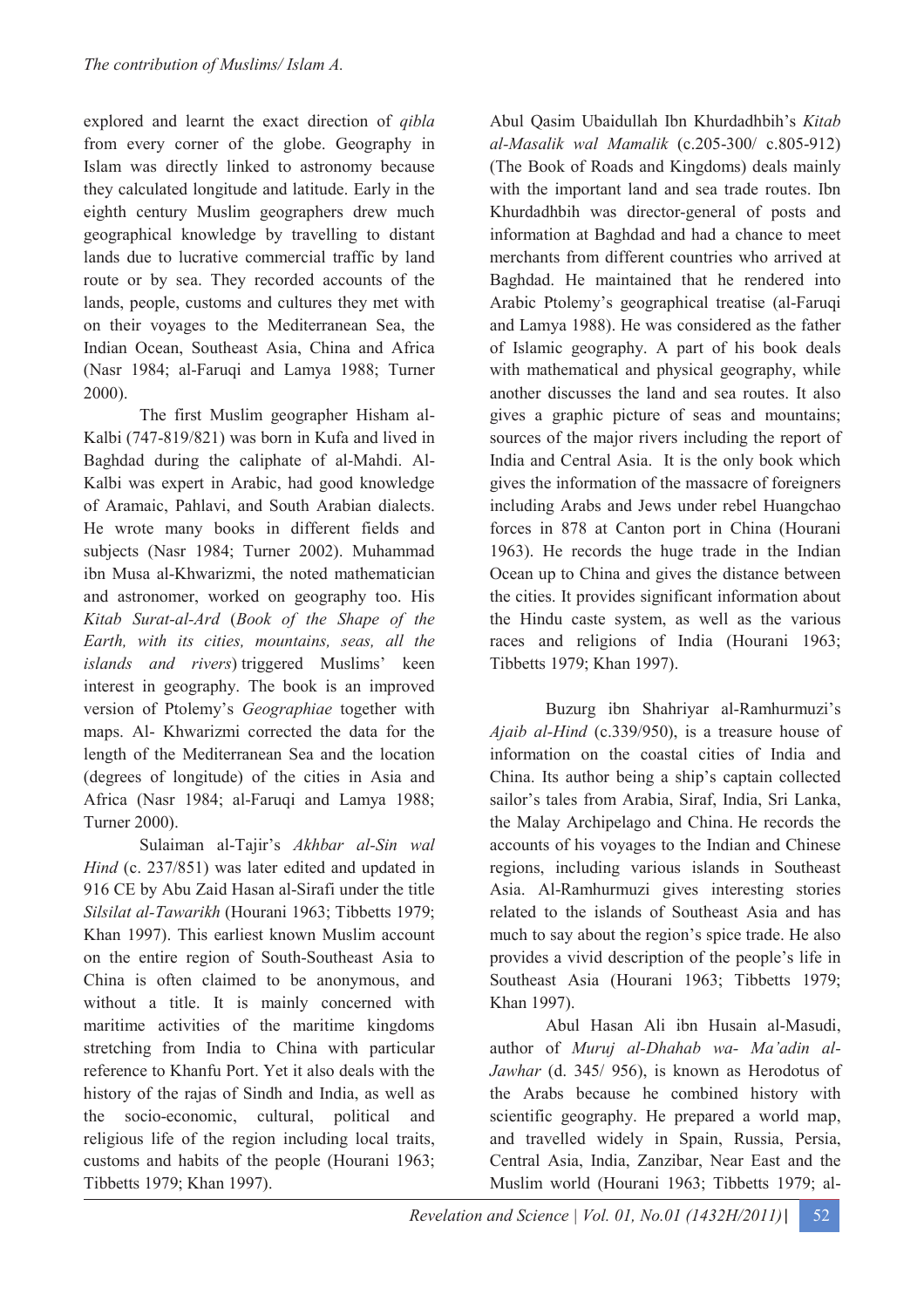explored and learnt the exact direction of *qibla* from every corner of the globe. Geography in Islam was directly linked to astronomy because they calculated longitude and latitude. Early in the eighth century Muslim geographers drew much geographical knowledge by travelling to distant lands due to lucrative commercial traffic by land route or by sea. They recorded accounts of the lands, people, customs and cultures they met with on their voyages to the Mediterranean Sea, the Indian Ocean, Southeast Asia, China and Africa (Nasr 1984; al-Faruqi and Lamya 1988; Turner 2000).

The first Muslim geographer Hisham al-Kalbi (747-819/821) was born in Kufa and lived in Baghdad during the caliphate of al-Mahdi. Al-Kalbi was expert in Arabic, had good knowledge of Aramaic, Pahlavi, and South Arabian dialects. He wrote many books in different fields and subjects (Nasr 1984; Turner 2002). Muhammad ibn Musa al-Khwarizmi, the noted mathematician and astronomer, worked on geography too. His *Kitab Surat-al-Ard* (*Book of the Shape of the Earth, with its cities, mountains, seas, all the islands and rivers*) triggered Muslims' keen interest in geography. The book is an improved version of Ptolemy's *Geographiae* together with maps. Al- Khwarizmi corrected the data for the length of the Mediterranean Sea and the location (degrees of longitude) of the cities in Asia and Africa (Nasr 1984; al-Faruqi and Lamya 1988; Turner 2000).

Sulaiman al-Tajir's *Akhbar al-Sin wal Hind* (c. 237/851) was later edited and updated in 916 CE by Abu Zaid Hasan al-Sirafi under the title *Silsilat al-Tawarikh* (Hourani 1963; Tibbetts 1979; Khan 1997). This earliest known Muslim account on the entire region of South-Southeast Asia to China is often claimed to be anonymous, and without a title. It is mainly concerned with maritime activities of the maritime kingdoms stretching from India to China with particular reference to Khanfu Port. Yet it also deals with the history of the rajas of Sindh and India, as well as the socio-economic, cultural, political and religious life of the region including local traits, customs and habits of the people (Hourani 1963; Tibbetts 1979; Khan 1997).

Abul Qasim Ubaidullah Ibn Khurdadhbih's *Kitab al-Masalik wal Mamalik* (c.205-300/ c.805-912) (The Book of Roads and Kingdoms) deals mainly with the important land and sea trade routes. Ibn Khurdadhbih was director-general of posts and information at Baghdad and had a chance to meet merchants from different countries who arrived at Baghdad. He maintained that he rendered into Arabic Ptolemy's geographical treatise (al-Faruqi and Lamya 1988). He was considered as the father of Islamic geography. A part of his book deals with mathematical and physical geography, while another discusses the land and sea routes. It also gives a graphic picture of seas and mountains; sources of the major rivers including the report of India and Central Asia. It is the only book which gives the information of the massacre of foreigners including Arabs and Jews under rebel Huangchao forces in 878 at Canton port in China (Hourani 1963). He records the huge trade in the Indian Ocean up to China and gives the distance between the cities. It provides significant information about the Hindu caste system, as well as the various races and religions of India (Hourani 1963; Tibbetts 1979; Khan 1997).

Buzurg ibn Shahriyar al-Ramhurmuzi's *Ajaib al-Hind* (c.339/950), is a treasure house of information on the coastal cities of India and China. Its author being a ship's captain collected sailor's tales from Arabia, Siraf, India, Sri Lanka, the Malay Archipelago and China. He records the accounts of his voyages to the Indian and Chinese regions, including various islands in Southeast Asia. Al-Ramhurmuzi gives interesting stories related to the islands of Southeast Asia and has much to say about the region's spice trade. He also provides a vivid description of the people's life in Southeast Asia (Hourani 1963; Tibbetts 1979; Khan 1997).

Abul Hasan Ali ibn Husain al-Masudi, author of *Muruj al-Dhahab wa- Ma'adin al-Jawhar* (d. 345/ 956), is known as Herodotus of the Arabs because he combined history with scientific geography. He prepared a world map, and travelled widely in Spain, Russia, Persia, Central Asia, India, Zanzibar, Near East and the Muslim world (Hourani 1963; Tibbetts 1979; al-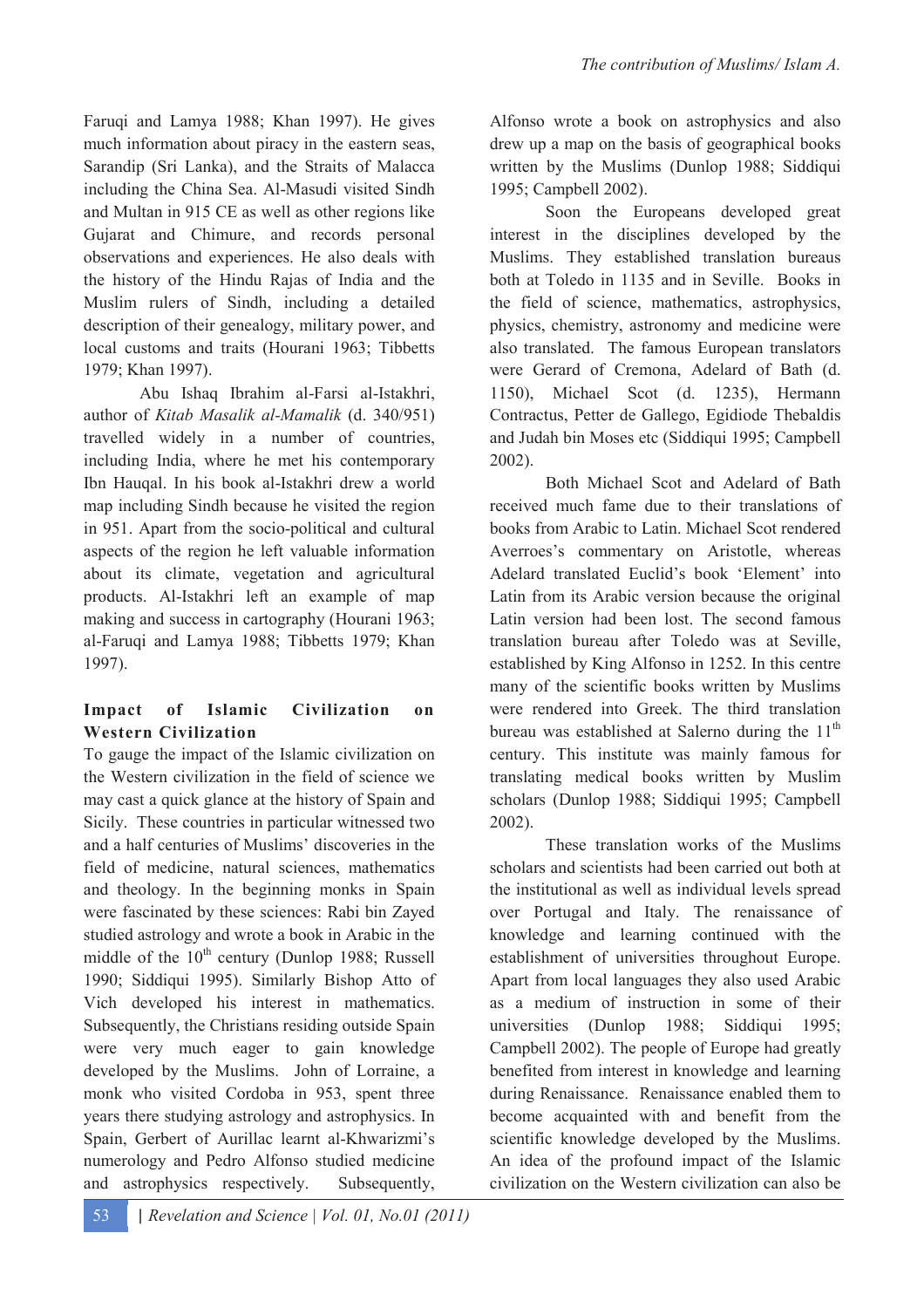Faruqi and Lamya 1988; Khan 1997). He gives much information about piracy in the eastern seas, Sarandip (Sri Lanka), and the Straits of Malacca including the China Sea. Al-Masudi visited Sindh and Multan in 915 CE as well as other regions like Gujarat and Chimure, and records personal observations and experiences. He also deals with the history of the Hindu Rajas of India and the Muslim rulers of Sindh, including a detailed description of their genealogy, military power, and local customs and traits (Hourani 1963; Tibbetts 1979; Khan 1997).

Abu Ishaq Ibrahim al-Farsi al-Istakhri, author of *Kitab Masalik al-Mamalik* (d. 340/951) travelled widely in a number of countries, including India, where he met his contemporary Ibn Hauqal. In his book al-Istakhri drew a world map including Sindh because he visited the region in 951. Apart from the socio-political and cultural aspects of the region he left valuable information about its climate, vegetation and agricultural products. Al-Istakhri left an example of map making and success in cartography (Hourani 1963; al-Faruqi and Lamya 1988; Tibbetts 1979; Khan 1997).

## Impact of Islamic Civilization on Western Civilization

To gauge the impact of the Islamic civilization on the Western civilization in the field of science we may cast a quick glance at the history of Spain and Sicily. These countries in particular witnessed two and a half centuries of Muslims' discoveries in the field of medicine, natural sciences, mathematics and theology. In the beginning monks in Spain were fascinated by these sciences: Rabi bin Zayed studied astrology and wrote a book in Arabic in the middle of the 10th century (Dunlop 1988; Russell 1990; Siddiqui 1995). Similarly Bishop Atto of Vich developed his interest in mathematics. Subsequently, the Christians residing outside Spain were very much eager to gain knowledge developed by the Muslims. John of Lorraine, a monk who visited Cordoba in 953, spent three years there studying astrology and astrophysics. In Spain, Gerbert of Aurillac learnt al-Khwarizmi's numerology and Pedro Alfonso studied medicine and astrophysics respectively. Subsequently, Alfonso wrote a book on astrophysics and also drew up a map on the basis of geographical books written by the Muslims (Dunlop 1988; Siddiqui 1995; Campbell 2002).

Soon the Europeans developed great interest in the disciplines developed by the Muslims. They established translation bureaus both at Toledo in 1135 and in Seville. Books in the field of science, mathematics, astrophysics, physics, chemistry, astronomy and medicine were also translated. The famous European translators were Gerard of Cremona, Adelard of Bath (d. 1150), Michael Scot (d. 1235), Hermann Contractus, Petter de Gallego, Egidiode Thebaldis and Judah bin Moses etc (Siddiqui 1995; Campbell 2002).

Both Michael Scot and Adelard of Bath received much fame due to their translations of books from Arabic to Latin. Michael Scot rendered Averroes's commentary on Aristotle, whereas Adelard translated Euclid's book 'Element' into Latin from its Arabic version because the original Latin version had been lost. The second famous translation bureau after Toledo was at Seville, established by King Alfonso in 1252. In this centre many of the scientific books written by Muslims were rendered into Greek. The third translation bureau was established at Salerno during the 11th century. This institute was mainly famous for translating medical books written by Muslim scholars (Dunlop 1988; Siddiqui 1995; Campbell 2002).

These translation works of the Muslims scholars and scientists had been carried out both at the institutional as well as individual levels spread over Portugal and Italy. The renaissance of knowledge and learning continued with the establishment of universities throughout Europe. Apart from local languages they also used Arabic as a medium of instruction in some of their universities (Dunlop 1988; Siddiqui 1995; Campbell 2002). The people of Europe had greatly benefited from interest in knowledge and learning during Renaissance. Renaissance enabled them to become acquainted with and benefit from the scientific knowledge developed by the Muslims. An idea of the profound impact of the Islamic civilization on the Western civilization can also be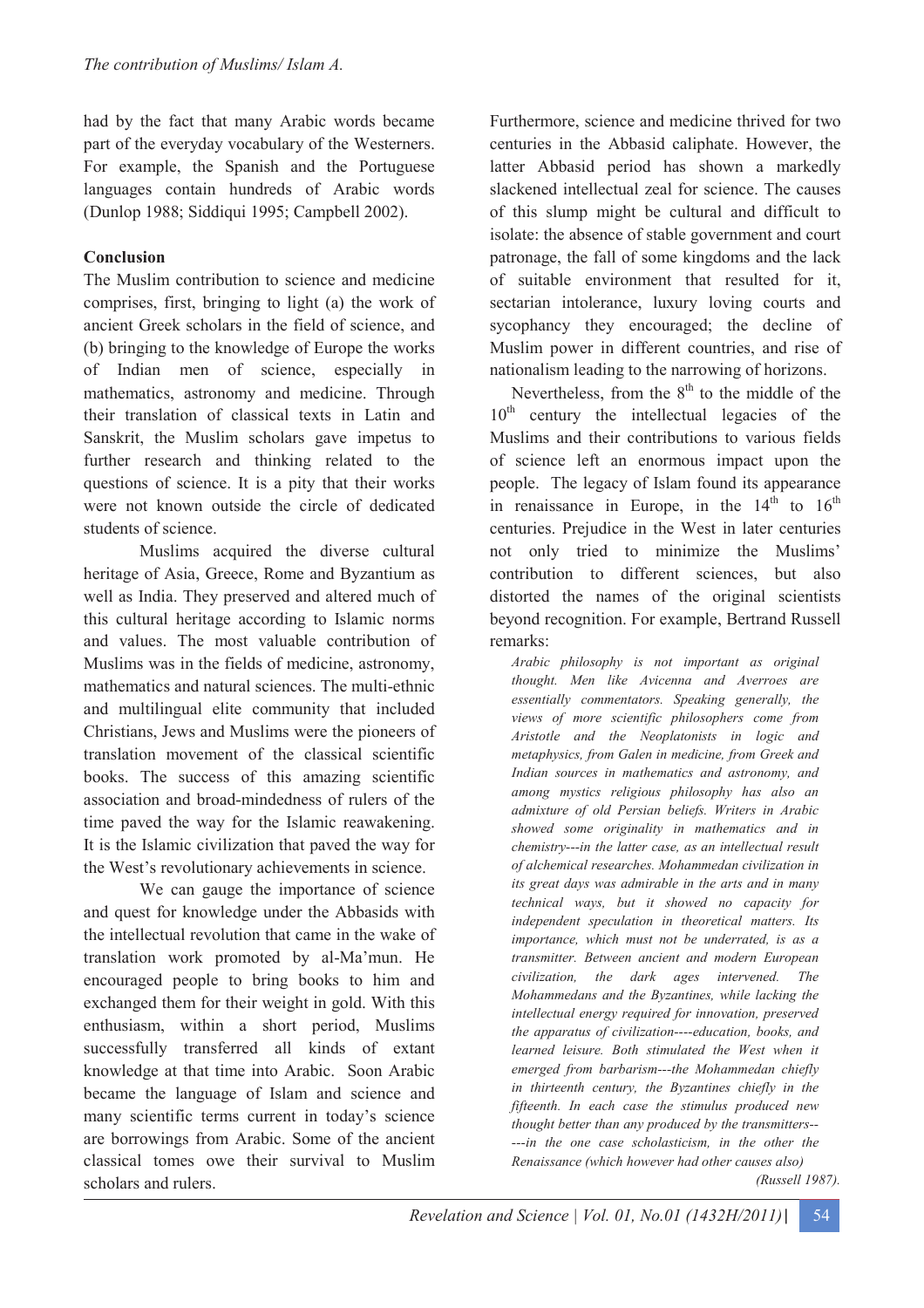had by the fact that many Arabic words became part of the everyday vocabulary of the Westerners. For example, the Spanish and the Portuguese languages contain hundreds of Arabic words (Dunlop 1988; Siddiqui 1995; Campbell 2002).

## Conclusion

The Muslim contribution to science and medicine comprises, first, bringing to light (a) the work of ancient Greek scholars in the field of science, and (b) bringing to the knowledge of Europe the works of Indian men of science, especially in mathematics, astronomy and medicine. Through their translation of classical texts in Latin and Sanskrit, the Muslim scholars gave impetus to further research and thinking related to the questions of science. It is a pity that their works were not known outside the circle of dedicated students of science.

Muslims acquired the diverse cultural heritage of Asia, Greece, Rome and Byzantium as well as India. They preserved and altered much of this cultural heritage according to Islamic norms and values. The most valuable contribution of Muslims was in the fields of medicine, astronomy, mathematics and natural sciences. The multi-ethnic and multilingual elite community that included Christians, Jews and Muslims were the pioneers of translation movement of the classical scientific books. The success of this amazing scientific association and broad-mindedness of rulers of the time paved the way for the Islamic reawakening. It is the Islamic civilization that paved the way for the West's revolutionary achievements in science.

We can gauge the importance of science and quest for knowledge under the Abbasids with the intellectual revolution that came in the wake of translation work promoted by al-Ma'mun. He encouraged people to bring books to him and exchanged them for their weight in gold. With this enthusiasm, within a short period, Muslims successfully transferred all kinds of extant knowledge at that time into Arabic. Soon Arabic became the language of Islam and science and many scientific terms current in today's science are borrowings from Arabic. Some of the ancient classical tomes owe their survival to Muslim scholars and rulers.

Furthermore, science and medicine thrived for two centuries in the Abbasid caliphate. However, the latter Abbasid period has shown a markedly slackened intellectual zeal for science. The causes of this slump might be cultural and difficult to isolate: the absence of stable government and court patronage, the fall of some kingdoms and the lack of suitable environment that resulted for it, sectarian intolerance, luxury loving courts and sycophancy they encouraged; the decline of Muslim power in different countries, and rise of nationalism leading to the narrowing of horizons.

Nevertheless, from the 8th to the middle of the 10th century the intellectual legacies of the Muslims and their contributions to various fields of science left an enormous impact upon the people. The legacy of Islam found its appearance in renaissance in Europe, in the 14th to 16th centuries. Prejudice in the West in later centuries not only tried to minimize the Muslims' contribution to different sciences, but also distorted the names of the original scientists beyond recognition. For example, Bertrand Russell remarks:

> *Arabic philosophy is not important as original thought. Men like Avicenna and Averroes are essentially commentators. Speaking generally, the views of more scientific philosophers come from Aristotle and the Neoplatonists in logic and metaphysics, from Galen in medicine, from Greek and Indian sources in mathematics and astronomy, and among mystics religious philosophy has also an admixture of old Persian beliefs. Writers in Arabic showed some originality in mathematics and in chemistry---in the latter case, as an intellectual result of alchemical researches. Mohammedan civilization in its great days was admirable in the arts and in many technical ways, but it showed no capacity for independent speculation in theoretical matters. Its importance, which must not be underrated, is as a transmitter. Between ancient and modern European civilization, the dark ages intervened. The Mohammedans and the Byzantines, while lacking the intellectual energy required for innovation, preserved the apparatus of civilization----education, books, and learned leisure. Both stimulated the West when it emerged from barbarism---the Mohammedan chiefly in thirteenth century, the Byzantines chiefly in the fifteenth. In each case the stimulus produced new thought better than any produced by the transmitters-----in the one case scholasticism, in the other the Renaissance (which however had other causes also)* (Russell 1987).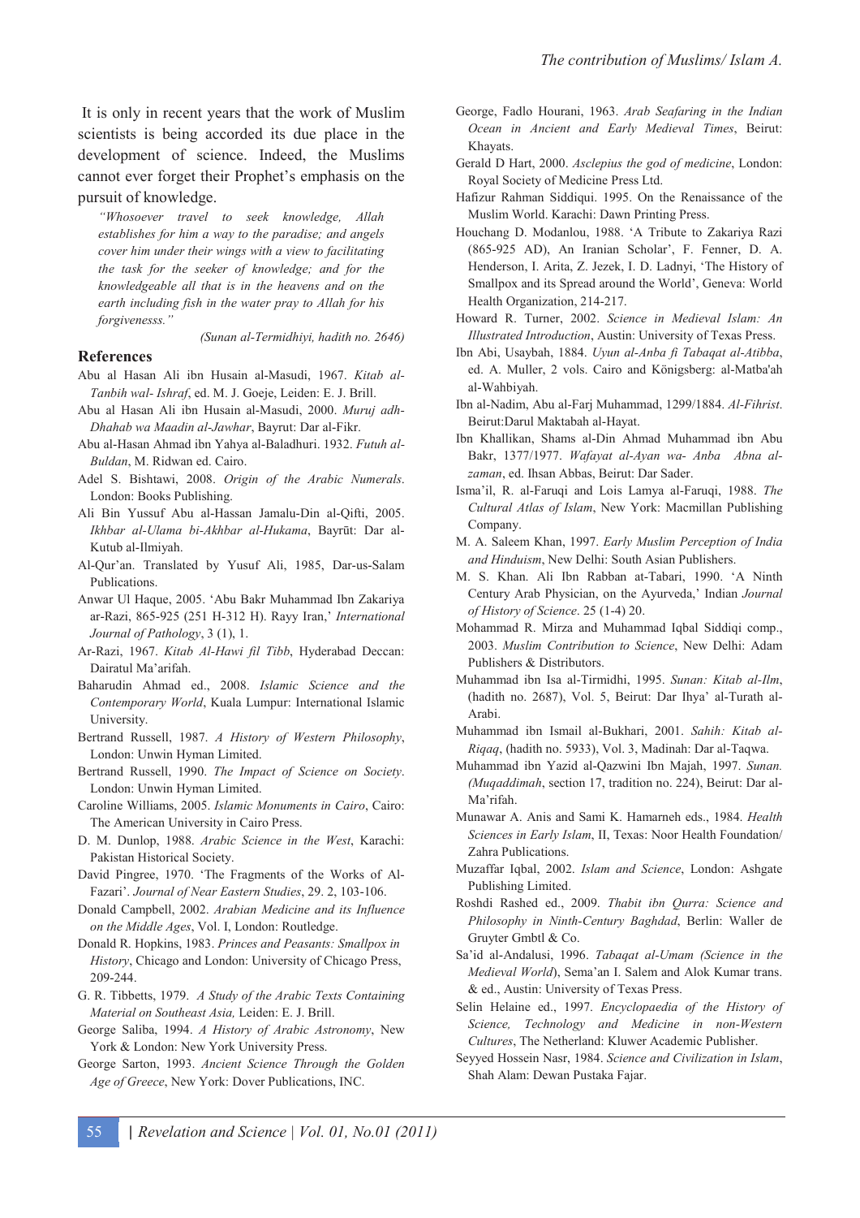It is only in recent years that the work of Muslim scientists is being accorded its due place in the development of science. Indeed, the Muslims cannot ever forget their Prophet's emphasis on the pursuit of knowledge.

> *"Whosoever travel to seek knowledge, Allah establishes for him a way to the paradise; and angels cover him under their wings with a view to facilitating the task for the seeker of knowledge; and for the knowledgeable all that is in the heavens and on the earth including fish in the water pray to Allah for his forgivenesss."*
>
> *(Sunan al-Termidhiyi, hadith no. 2646)*

## References

Abu al Hasan Ali ibn Husain al-Masudi, 1967. *Kitab al-Tanbih wal- Ishraf*, ed. M. J. Goeje, Leiden: E. J. Brill.

Abu al Hasan Ali ibn Husain al-Masudi, 2000. *Muruj adh-Dhahab wa Maadin al-Jawhar*, Bayrut: Dar al-Fikr.

Abu al-Hasan Ahmad ibn Yahya al-Baladhuri. 1932. *Futuh al-Buldan*, M. Ridwan ed. Cairo.

Adel S. Bishtawi, 2008. *Origin of the Arabic Numerals*. London: Books Publishing.

Ali Bin Yussuf Abu al-Hassan Jamalu-Din al-Qifti, 2005. *Ikhbar al-Ulama bi-Akhbar al-Hukama*, Bayrūt: Dar al-Kutub al-Ilmiyah.

Al-Qur'an. Translated by Yusuf Ali, 1985, Dar-us-Salam Publications.

Anwar Ul Haque, 2005. 'Abu Bakr Muhammad Ibn Zakariya ar-Razi, 865-925 (251 H-312 H). Rayy Iran,' *International Journal of Pathology*, 3 (1), 1.

Ar-Razi, 1967. *Kitab Al-Hawi fil Tibb*, Hyderabad Deccan: Dairatul Ma'arifah.

Baharudin Ahmad ed., 2008. *Islamic Science and the Contemporary World*, Kuala Lumpur: International Islamic University.

Bertrand Russell, 1987. *A History of Western Philosophy*, London: Unwin Hyman Limited.

Bertrand Russell, 1990. *The Impact of Science on Society*. London: Unwin Hyman Limited.

Caroline Williams, 2005. *Islamic Monuments in Cairo*, Cairo: The American University in Cairo Press.

D. M. Dunlop, 1988. *Arabic Science in the West*, Karachi: Pakistan Historical Society.

David Pingree, 1970. 'The Fragments of the Works of Al-Fazari'. *Journal of Near Eastern Studies*, 29. 2, 103-106.

Donald Campbell, 2002. *Arabian Medicine and its Influence on the Middle Ages*, Vol. I, London: Routledge.

Donald R. Hopkins, 1983. *Princes and Peasants: Smallpox in History*, Chicago and London: University of Chicago Press, 209-244.

G. R. Tibbetts, 1979. *A Study of the Arabic Texts Containing Material on Southeast Asia,* Leiden: E. J. Brill.

George Saliba, 1994. *A History of Arabic Astronomy*, New York & London: New York University Press.

George Sarton, 1993. *Ancient Science Through the Golden Age of Greece*, New York: Dover Publications, INC.

George, Fadlo Hourani, 1963. *Arab Seafaring in the Indian Ocean in Ancient and Early Medieval Times*, Beirut: Khayats.

Gerald D Hart, 2000. *Asclepius the god of medicine*, London: Royal Society of Medicine Press Ltd.

Hafizur Rahman Siddiqui. 1995. On the Renaissance of the Muslim World. Karachi: Dawn Printing Press.

Houchang D. Modanlou, 1988. 'A Tribute to Zakariya Razi (865-925 AD), An Iranian Scholar', F. Fenner, D. A. Henderson, I. Arita, Z. Jezek, I. D. Ladnyi, 'The History of Smallpox and its Spread around the World', Geneva: World Health Organization, 214-217.

Howard R. Turner, 2002. *Science in Medieval Islam: An Illustrated Introduction*, Austin: University of Texas Press.

Ibn Abi, Usaybah, 1884. *Uyun al-Anba fi Tabaqat al-Atibba*, ed. A. Muller, 2 vols. Cairo and Königsberg: al-Matba'ah al-Wahbiyah.

Ibn al-Nadim, Abu al-Farj Muhammad, 1299/1884. *Al-Fihrist*. Beirut:Darul Maktabah al-Hayat.

Ibn Khallikan, Shams al-Din Ahmad Muhammad ibn Abu Bakr, 1377/1977. *Wafayat al-Ayan wa- Anba Abna al-zaman*, ed. Ihsan Abbas, Beirut: Dar Sader.

Isma'il, R. al-Faruqi and Lois Lamya al-Faruqi, 1988. *The Cultural Atlas of Islam*, New York: Macmillan Publishing Company.

M. A. Saleem Khan, 1997. *Early Muslim Perception of India and Hinduism*, New Delhi: South Asian Publishers.

M. S. Khan. Ali Ibn Rabban at-Tabari, 1990. 'A Ninth Century Arab Physician, on the Ayurveda,' Indian *Journal of History of Science*. 25 (1-4) 20.

Mohammad R. Mirza and Muhammad Iqbal Siddiqi comp., 2003. *Muslim Contribution to Science*, New Delhi: Adam Publishers & Distributors.

Muhammad ibn Isa al-Tirmidhi, 1995. *Sunan: Kitab al-Ilm*, (hadith no. 2687), Vol. 5, Beirut: Dar Ihya' al-Turath al-Arabi.

Muhammad ibn Ismail al-Bukhari, 2001. *Sahih: Kitab al-Riqaq*, (hadith no. 5933), Vol. 3, Madinah: Dar al-Taqwa.

Muhammad ibn Yazid al-Qazwini Ibn Majah, 1997. *Sunan. (Muqaddimah*, section 17, tradition no. 224), Beirut: Dar al-Ma'rifah.

Munawar A. Anis and Sami K. Hamarneh eds., 1984. *Health Sciences in Early Islam*, II, Texas: Noor Health Foundation/ Zahra Publications.

Muzaffar Iqbal, 2002. *Islam and Science*, London: Ashgate Publishing Limited.

Roshdi Rashed ed., 2009. *Thabit ibn Qurra: Science and Philosophy in Ninth-Century Baghdad*, Berlin: Waller de Gruyter Gmbtl & Co.

Sa'id al-Andalusi, 1996. *Tabaqat al-Umam (Science in the Medieval World*), Sema'an I. Salem and Alok Kumar trans. & ed., Austin: University of Texas Press.

Selin Helaine ed., 1997. *Encyclopaedia of the History of Science, Technology and Medicine in non-Western Cultures*, The Netherland: Kluwer Academic Publisher.

Seyyed Hossein Nasr, 1984. *Science and Civilization in Islam*, Shah Alam: Dewan Pustaka Fajar.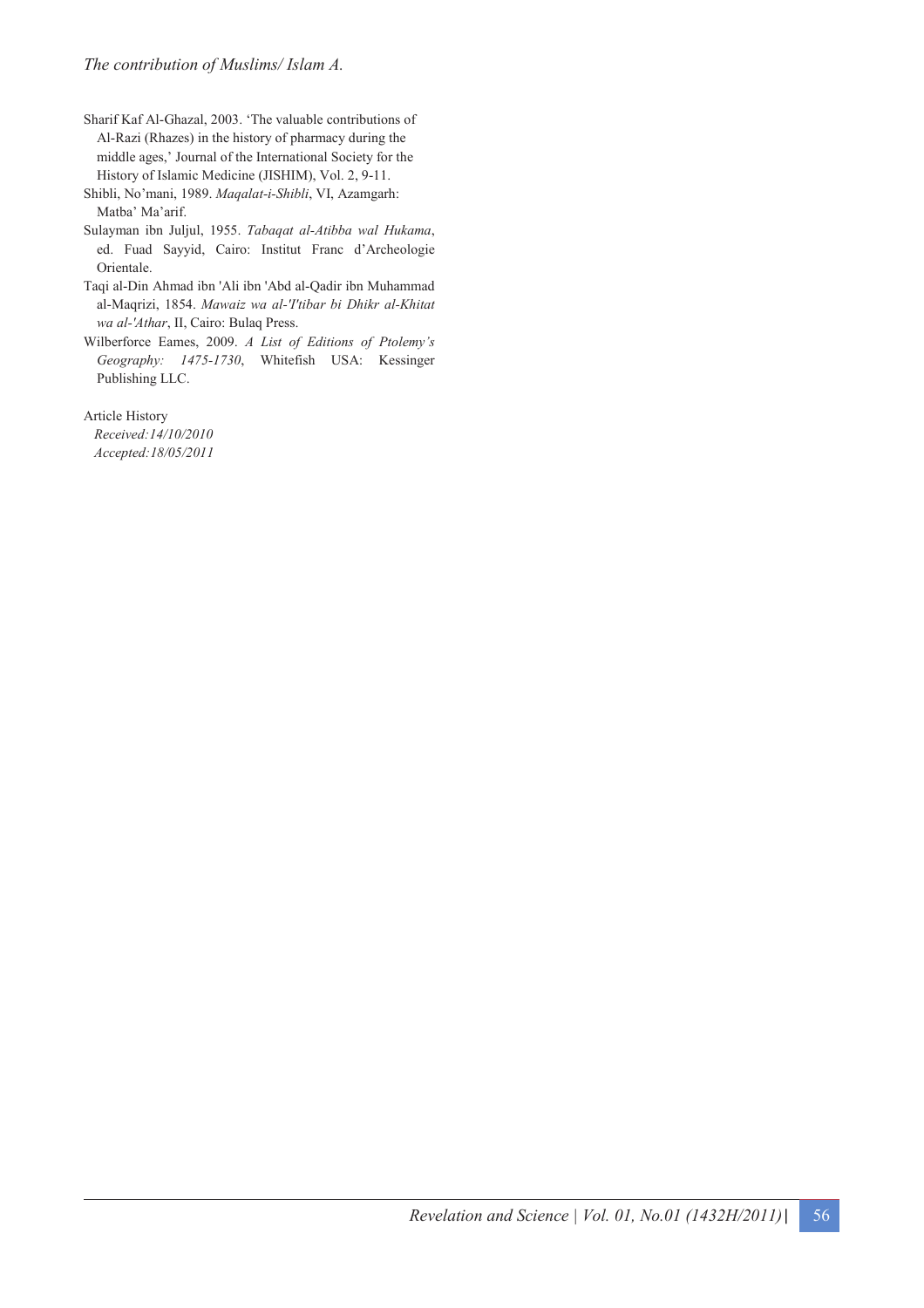Sharif Kaf Al-Ghazal, 2003. 'The valuable contributions of Al-Razi (Rhazes) in the history of pharmacy during the middle ages,' Journal of the International Society for the History of Islamic Medicine (JISHIM), Vol. 2, 9-11.

Shibli, No'mani, 1989. *Maqalat-i-Shibli*, VI, Azamgarh: Matba' Ma'arif.

Sulayman ibn Juljul, 1955. *Tabaqat al-Atibba wal Hukama*, ed. Fuad Sayyid, Cairo: Institut Franc d'Archeologie Orientale.

Taqi al-Din Ahmad ibn 'Ali ibn 'Abd al-Qadir ibn Muhammad al-Maqrizi, 1854. *Mawaiz wa al-'I'tibar bi Dhikr al-Khitat wa al-'Athar*, II, Cairo: Bulaq Press.

Wilberforce Eames, 2009. *A List of Editions of Ptolemy's Geography: 1475-1730*, Whitefish USA: Kessinger Publishing LLC.

Article History

*Received:14/10/2010*

*Accepted:18/05/2011*